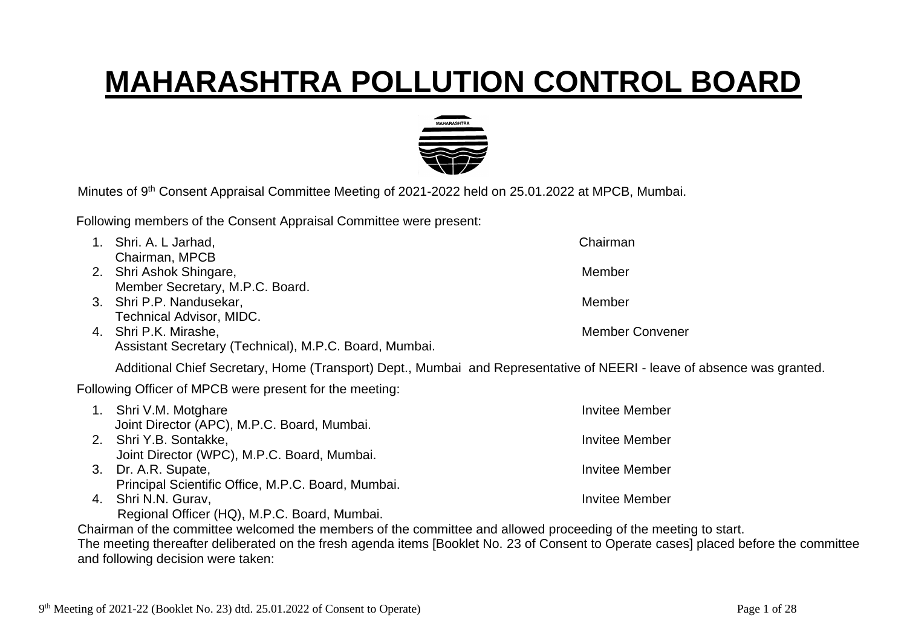# MAHARASHTRA POLLUTION CONTROL BOARD

Minutes of 9th Consent Appraisal Committee Meeting of 2021-2022 held on 25.01.2022 at MPCB, Mumbai.

Following members of the Consent Appraisal Committee were present:

1. Shri. A. L Jarhad, Chairman, MPCB — Chairman
2. Shri Ashok Shingare, Member Secretary, M.P.C. Board. — Member
3. Shri P.P. Nandusekar, Technical Advisor, MIDC. — Member
4. Shri P.K. Mirashe, Assistant Secretary (Technical), M.P.C. Board, Mumbai. — Member Convener

Additional Chief Secretary, Home (Transport) Dept., Mumbai and Representative of NEERI - leave of absence was granted.

Following Officer of MPCB were present for the meeting:

1. Shri V.M. Motghare, Joint Director (APC), M.P.C. Board, Mumbai. — Invitee Member
2. Shri Y.B. Sontakke, Joint Director (WPC), M.P.C. Board, Mumbai. — Invitee Member
3. Dr. A.R. Supate, Principal Scientific Office, M.P.C. Board, Mumbai. — Invitee Member
4. Shri N.N. Gurav, Regional Officer (HQ), M.P.C. Board, Mumbai. — Invitee Member

Chairman of the committee welcomed the members of the committee and allowed proceeding of the meeting to start.

The meeting thereafter deliberated on the fresh agenda items [Booklet No. 23 of Consent to Operate cases] placed before the committee and following decision were taken: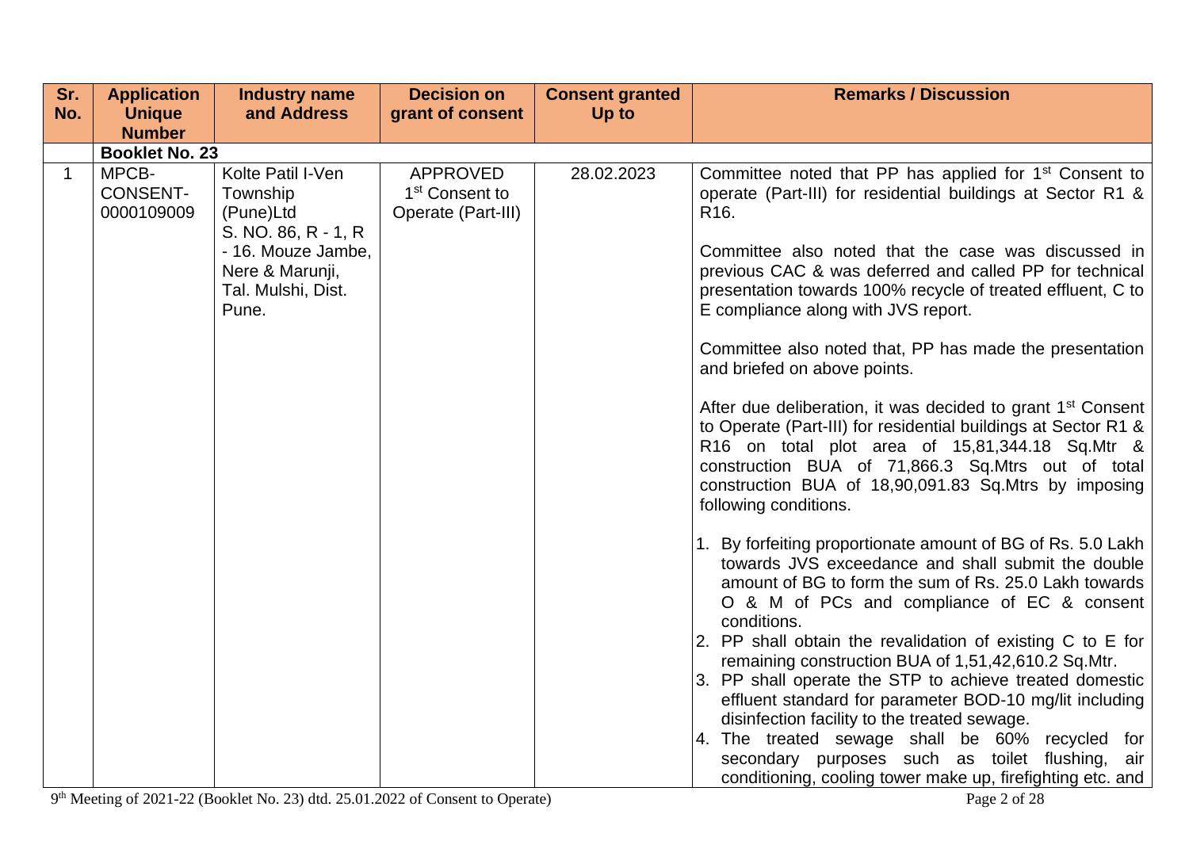| Sr. No. | Application Unique Number | Industry name and Address | Decision on grant of consent | Consent granted Up to | Remarks / Discussion |
|---|---|---|---|---|---|
| | **Booklet No. 23** | | | | |
| 1 | MPCB-CONSENT-0000109009 | Kolte Patil I-Ven Township (Pune)Ltd S. NO. 86, R - 1, R - 16. Mouze Jambe, Nere & Marunji, Tal. Mulshi, Dist. Pune. | APPROVED 1st Consent to Operate (Part-III) | 28.02.2023 | Committee noted that PP has applied for 1st Consent to operate (Part-III) for residential buildings at Sector R1 & R16.<br><br>Committee also noted that the case was discussed in previous CAC & was deferred and called PP for technical presentation towards 100% recycle of treated effluent, C to E compliance along with JVS report.<br><br>Committee also noted that, PP has made the presentation and briefed on above points.<br><br>After due deliberation, it was decided to grant 1st Consent to Operate (Part-III) for residential buildings at Sector R1 & R16 on total plot area of 15,81,344.18 Sq.Mtr & construction BUA of 71,866.3 Sq.Mtrs out of total construction BUA of 18,90,091.83 Sq.Mtrs by imposing following conditions.<br><br>1. By forfeiting proportionate amount of BG of Rs. 5.0 Lakh towards JVS exceedance and shall submit the double amount of BG to form the sum of Rs. 25.0 Lakh towards O & M of PCs and compliance of EC & consent conditions.<br>2. PP shall obtain the revalidation of existing C to E for remaining construction BUA of 1,51,42,610.2 Sq.Mtr.<br>3. PP shall operate the STP to achieve treated domestic effluent standard for parameter BOD-10 mg/lit including disinfection facility to the treated sewage.<br>4. The treated sewage shall be 60% recycled for secondary purposes such as toilet flushing, air conditioning, cooling tower make up, firefighting etc. and |

9th Meeting of 2021-22 (Booklet No. 23) dtd. 25.01.2022 of Consent to Operate)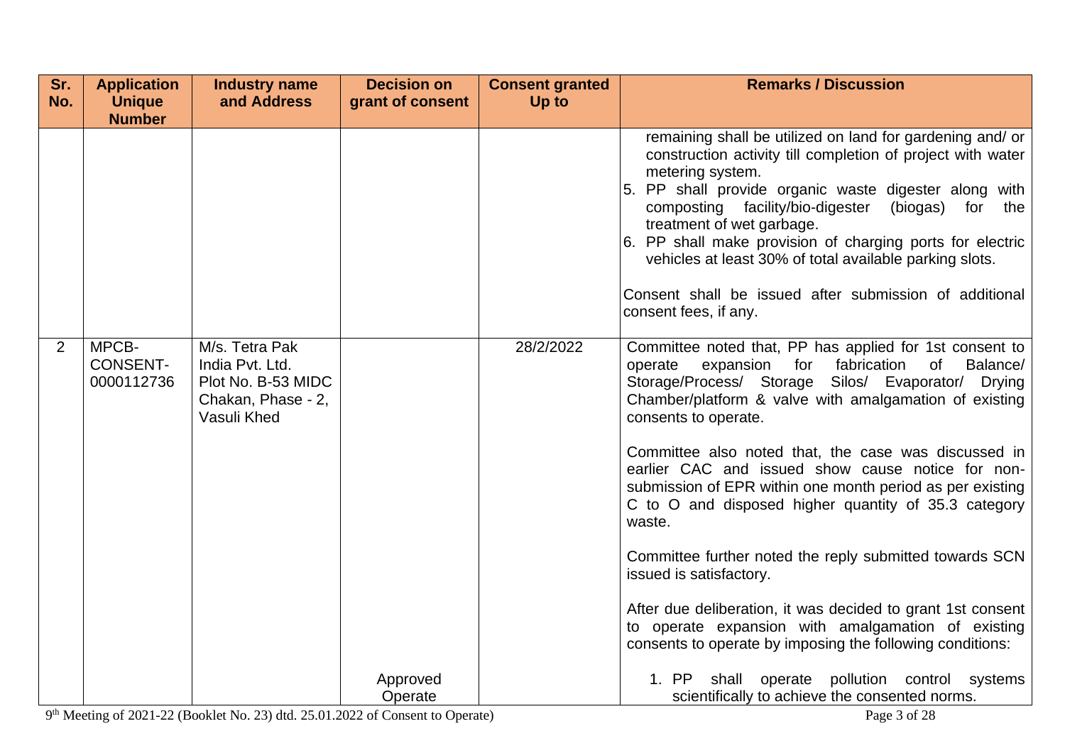| Sr. No. | Application Unique Number | Industry name and Address | Decision on grant of consent | Consent granted Up to | Remarks / Discussion |
|---|---|---|---|---|---|
| | | | | | remaining shall be utilized on land for gardening and/ or construction activity till completion of project with water metering system.<br>5. PP shall provide organic waste digester along with composting facility/bio-digester (biogas) for the treatment of wet garbage.<br>6. PP shall make provision of charging ports for electric vehicles at least 30% of total available parking slots.<br><br>Consent shall be issued after submission of additional consent fees, if any. |
| 2 | MPCB-CONSENT-0000112736 | M/s. Tetra Pak India Pvt. Ltd. Plot No. B-53 MIDC Chakan, Phase - 2, Vasuli Khed | Approved Operate | 28/2/2022 | Committee noted that, PP has applied for 1st consent to operate expansion for fabrication of Balance/ Storage/Process/ Storage Silos/ Evaporator/ Drying Chamber/platform & valve with amalgamation of existing consents to operate.<br><br>Committee also noted that, the case was discussed in earlier CAC and issued show cause notice for non-submission of EPR within one month period as per existing C to O and disposed higher quantity of 35.3 category waste.<br><br>Committee further noted the reply submitted towards SCN issued is satisfactory.<br><br>After due deliberation, it was decided to grant 1st consent to operate expansion with amalgamation of existing consents to operate by imposing the following conditions:<br><br>1. PP shall operate pollution control systems scientifically to achieve the consented norms. |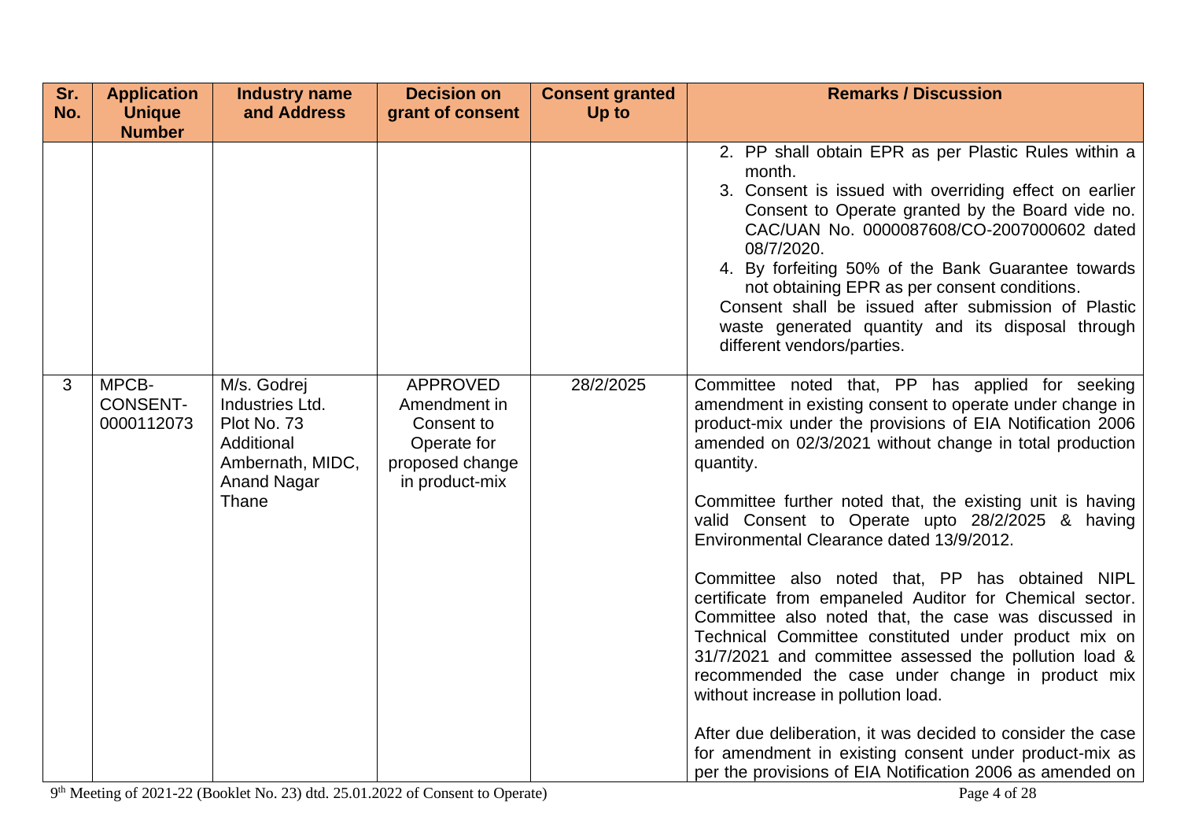| Sr. No. | Application Unique Number | Industry name and Address | Decision on grant of consent | Consent granted Up to | Remarks / Discussion |
|---|---|---|---|---|---|
| | | | | | 2. PP shall obtain EPR as per Plastic Rules within a month.<br>3. Consent is issued with overriding effect on earlier Consent to Operate granted by the Board vide no. CAC/UAN No. 0000087608/CO-2007000602 dated 08/7/2020.<br>4. By forfeiting 50% of the Bank Guarantee towards not obtaining EPR as per consent conditions.<br>Consent shall be issued after submission of Plastic waste generated quantity and its disposal through different vendors/parties. |
| 3 | MPCB-CONSENT-0000112073 | M/s. Godrej Industries Ltd. Plot No. 73 Additional Ambernath, MIDC, Anand Nagar Thane | APPROVED Amendment in Consent to Operate for proposed change in product-mix | 28/2/2025 | Committee noted that, PP has applied for seeking amendment in existing consent to operate under change in product-mix under the provisions of EIA Notification 2006 amended on 02/3/2021 without change in total production quantity.<br><br>Committee further noted that, the existing unit is having valid Consent to Operate upto 28/2/2025 & having Environmental Clearance dated 13/9/2012.<br><br>Committee also noted that, PP has obtained NIPL certificate from empaneled Auditor for Chemical sector. Committee also noted that, the case was discussed in Technical Committee constituted under product mix on 31/7/2021 and committee assessed the pollution load & recommended the case under change in product mix without increase in pollution load.<br><br>After due deliberation, it was decided to consider the case for amendment in existing consent under product-mix as per the provisions of EIA Notification 2006 as amended on |

9th Meeting of 2021-22 (Booklet No. 23) dtd. 25.01.2022 of Consent to Operate)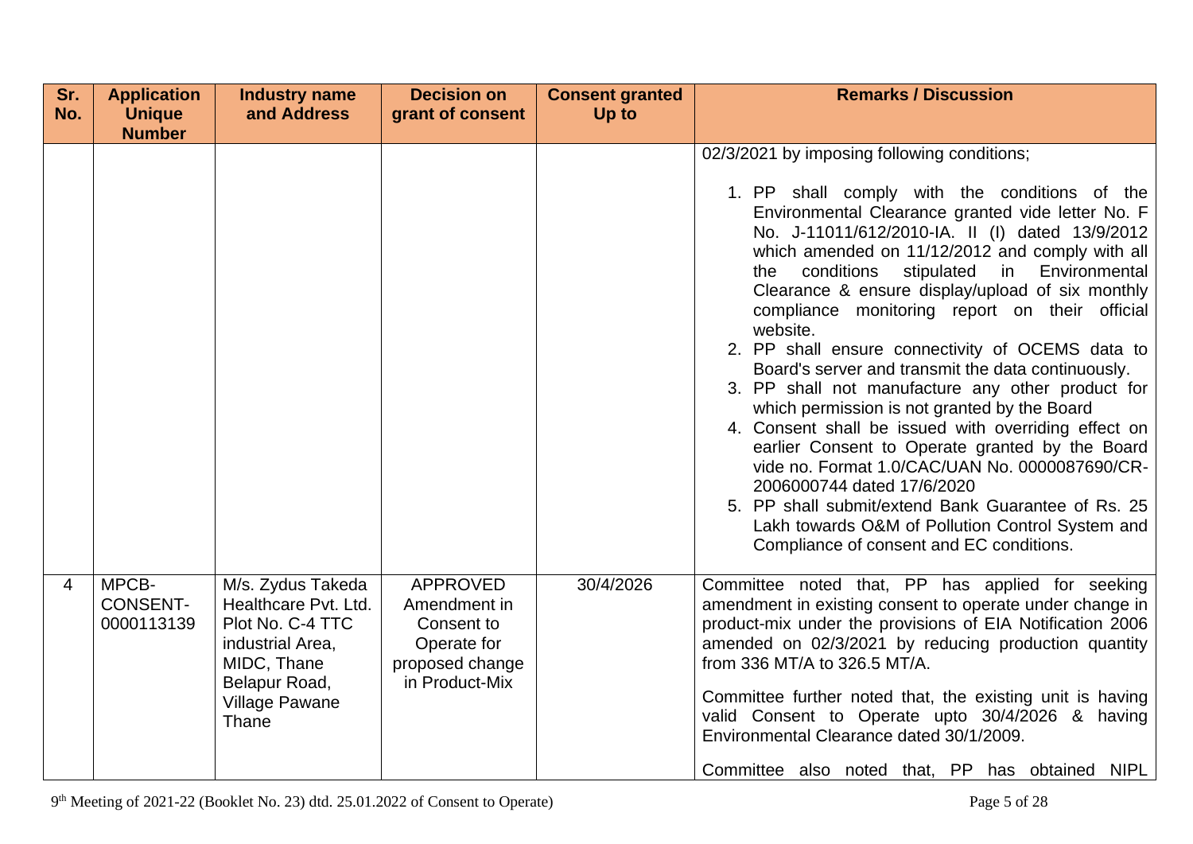| Sr. No. | Application Unique Number | Industry name and Address | Decision on grant of consent | Consent granted Up to | Remarks / Discussion |
|---|---|---|---|---|---|
| | | | | | 02/3/2021 by imposing following conditions;<br><br>1. PP shall comply with the conditions of the Environmental Clearance granted vide letter No. F No. J-11011/612/2010-IA. II (I) dated 13/9/2012 which amended on 11/12/2012 and comply with all the conditions stipulated in Environmental Clearance & ensure display/upload of six monthly compliance monitoring report on their official website.<br>2. PP shall ensure connectivity of OCEMS data to Board's server and transmit the data continuously.<br>3. PP shall not manufacture any other product for which permission is not granted by the Board<br>4. Consent shall be issued with overriding effect on earlier Consent to Operate granted by the Board vide no. Format 1.0/CAC/UAN No. 0000087690/CR-2006000744 dated 17/6/2020<br>5. PP shall submit/extend Bank Guarantee of Rs. 25 Lakh towards O&M of Pollution Control System and Compliance of consent and EC conditions. |
| 4 | MPCB-CONSENT-0000113139 | M/s. Zydus Takeda Healthcare Pvt. Ltd. Plot No. C-4 TTC industrial Area, MIDC, Thane Belapur Road, Village Pawane Thane | APPROVED Amendment in Consent to Operate for proposed change in Product-Mix | 30/4/2026 | Committee noted that, PP has applied for seeking amendment in existing consent to operate under change in product-mix under the provisions of EIA Notification 2006 amended on 02/3/2021 by reducing production quantity from 336 MT/A to 326.5 MT/A.<br><br>Committee further noted that, the existing unit is having valid Consent to Operate upto 30/4/2026 & having Environmental Clearance dated 30/1/2009.<br><br>Committee also noted that, PP has obtained NIPL |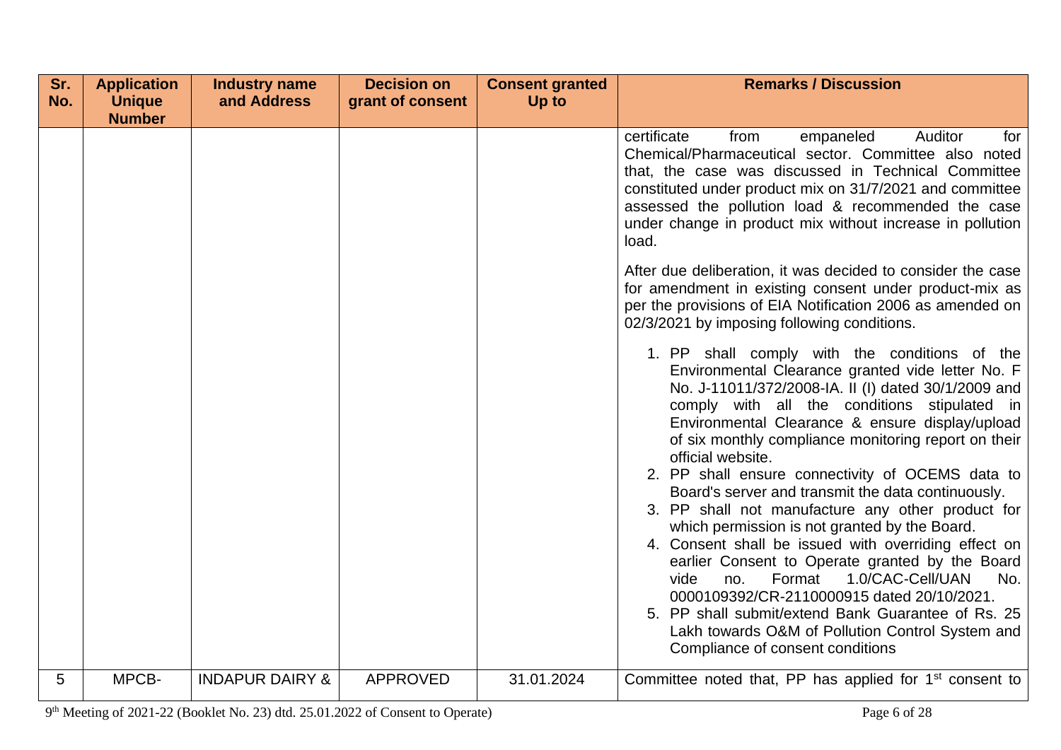| Sr. No. | Application Unique Number | Industry name and Address | Decision on grant of consent | Consent granted Up to | Remarks / Discussion |
|---|---|---|---|---|---|
| | | | | | certificate from empaneled Auditor for Chemical/Pharmaceutical sector. Committee also noted that, the case was discussed in Technical Committee constituted under product mix on 31/7/2021 and committee assessed the pollution load & recommended the case under change in product mix without increase in pollution load.<br><br>After due deliberation, it was decided to consider the case for amendment in existing consent under product-mix as per the provisions of EIA Notification 2006 as amended on 02/3/2021 by imposing following conditions.<br><br>1. PP shall comply with the conditions of the Environmental Clearance granted vide letter No. F No. J-11011/372/2008-IA. II (I) dated 30/1/2009 and comply with all the conditions stipulated in Environmental Clearance & ensure display/upload of six monthly compliance monitoring report on their official website.<br>2. PP shall ensure connectivity of OCEMS data to Board's server and transmit the data continuously.<br>3. PP shall not manufacture any other product for which permission is not granted by the Board.<br>4. Consent shall be issued with overriding effect on earlier Consent to Operate granted by the Board vide no. Format 1.0/CAC-Cell/UAN No. 0000109392/CR-2110000915 dated 20/10/2021.<br>5. PP shall submit/extend Bank Guarantee of Rs. 25 Lakh towards O&M of Pollution Control System and Compliance of consent conditions |
| 5 | MPCB- | INDAPUR DAIRY & | APPROVED | 31.01.2024 | Committee noted that, PP has applied for 1st consent to |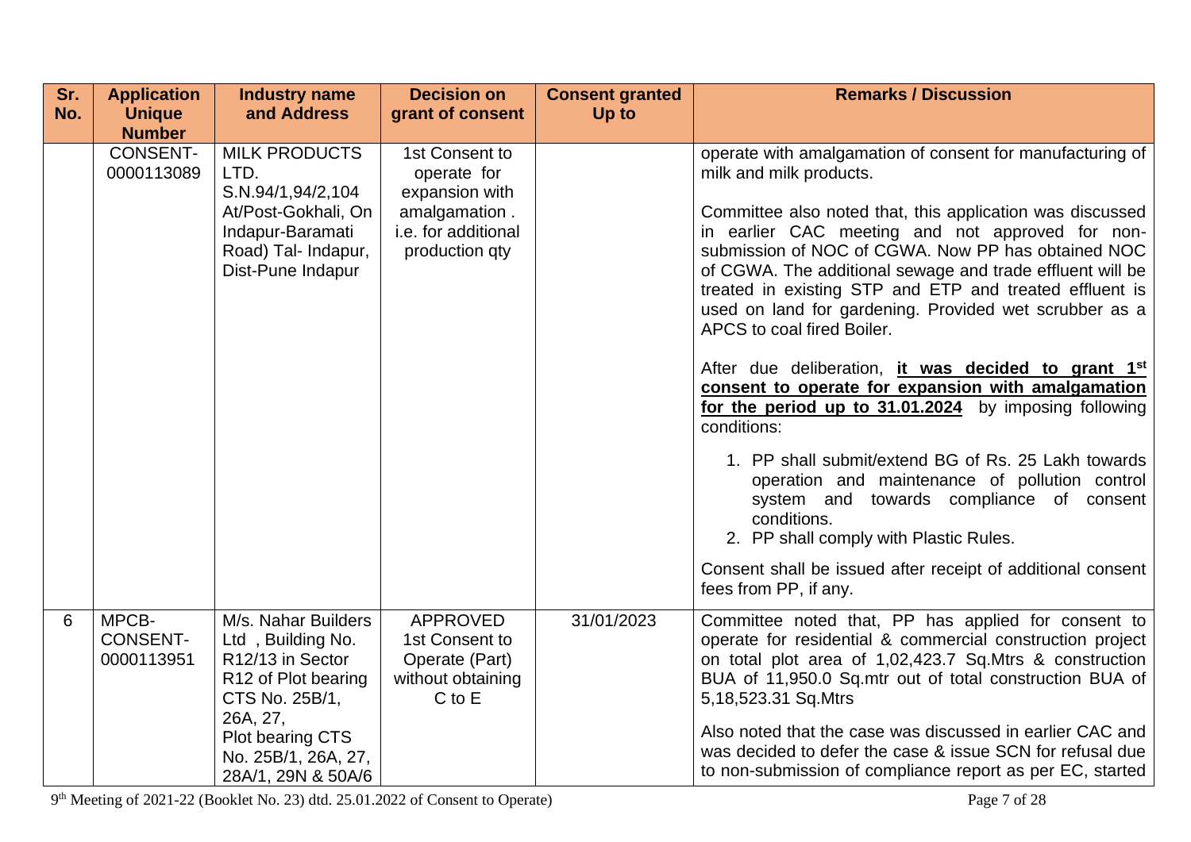| Sr. No. | Application Unique Number | Industry name and Address | Decision on grant of consent | Consent granted Up to | Remarks / Discussion |
|---|---|---|---|---|---|
| | CONSENT-0000113089 | MILK PRODUCTS LTD. S.N.94/1,94/2,104 At/Post-Gokhali, On Indapur-Baramati Road) Tal- Indapur, Dist-Pune Indapur | 1st Consent to operate for expansion with amalgamation . i.e. for additional production qty | | operate with amalgamation of consent for manufacturing of milk and milk products.<br><br>Committee also noted that, this application was discussed in earlier CAC meeting and not approved for non-submission of NOC of CGWA. Now PP has obtained NOC of CGWA. The additional sewage and trade effluent will be treated in existing STP and ETP and treated effluent is used on land for gardening. Provided wet scrubber as a APCS to coal fired Boiler.<br><br>After due deliberation, **it was decided to grant 1st consent to operate for expansion with amalgamation for the period up to 31.01.2024** by imposing following conditions:<br><br>1. PP shall submit/extend BG of Rs. 25 Lakh towards operation and maintenance of pollution control system and towards compliance of consent conditions.<br>2. PP shall comply with Plastic Rules.<br><br>Consent shall be issued after receipt of additional consent fees from PP, if any. |
| 6 | MPCB-CONSENT-0000113951 | M/s. Nahar Builders Ltd , Building No. R12/13 in Sector R12 of Plot bearing CTS No. 25B/1, 26A, 27, Plot bearing CTS No. 25B/1, 26A, 27, 28A/1, 29N & 50A/6 | APPROVED 1st Consent to Operate (Part) without obtaining C to E | 31/01/2023 | Committee noted that, PP has applied for consent to operate for residential & commercial construction project on total plot area of 1,02,423.7 Sq.Mtrs & construction BUA of 11,950.0 Sq.mtr out of total construction BUA of 5,18,523.31 Sq.Mtrs<br><br>Also noted that the case was discussed in earlier CAC and was decided to defer the case & issue SCN for refusal due to non-submission of compliance report as per EC, started |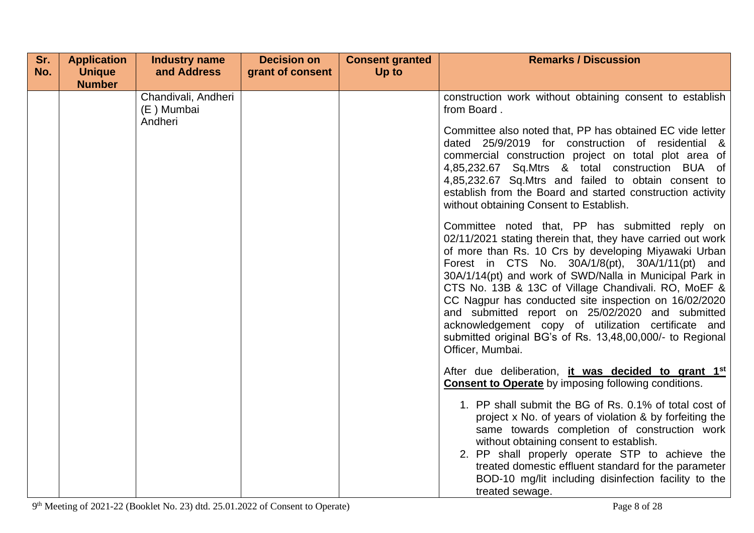| Sr. No. | Application Unique Number | Industry name and Address | Decision on grant of consent | Consent granted Up to | Remarks / Discussion |
|---|---|---|---|---|---|
| | | Chandivali, Andheri (E ) Mumbai Andheri | | | construction work without obtaining consent to establish from Board .<br><br>Committee also noted that, PP has obtained EC vide letter dated 25/9/2019 for construction of residential & commercial construction project on total plot area of 4,85,232.67 Sq.Mtrs & total construction BUA of 4,85,232.67 Sq.Mtrs and failed to obtain consent to establish from the Board and started construction activity without obtaining Consent to Establish.<br><br>Committee noted that, PP has submitted reply on 02/11/2021 stating therein that, they have carried out work of more than Rs. 10 Crs by developing Miyawaki Urban Forest in CTS No. 30A/1/8(pt), 30A/1/11(pt) and 30A/1/14(pt) and work of SWD/Nalla in Municipal Park in CTS No. 13B & 13C of Village Chandivali. RO, MoEF & CC Nagpur has conducted site inspection on 16/02/2020 and submitted report on 25/02/2020 and submitted acknowledgement copy of utilization certificate and submitted original BG's of Rs. 13,48,00,000/- to Regional Officer, Mumbai.<br><br>After due deliberation, **<u>it was decided to grant 1st Consent to Operate</u>** by imposing following conditions.<br><br>1. PP shall submit the BG of Rs. 0.1% of total cost of project x No. of years of violation & by forfeiting the same towards completion of construction work without obtaining consent to establish.<br>2. PP shall properly operate STP to achieve the treated domestic effluent standard for the parameter BOD-10 mg/lit including disinfection facility to the treated sewage. |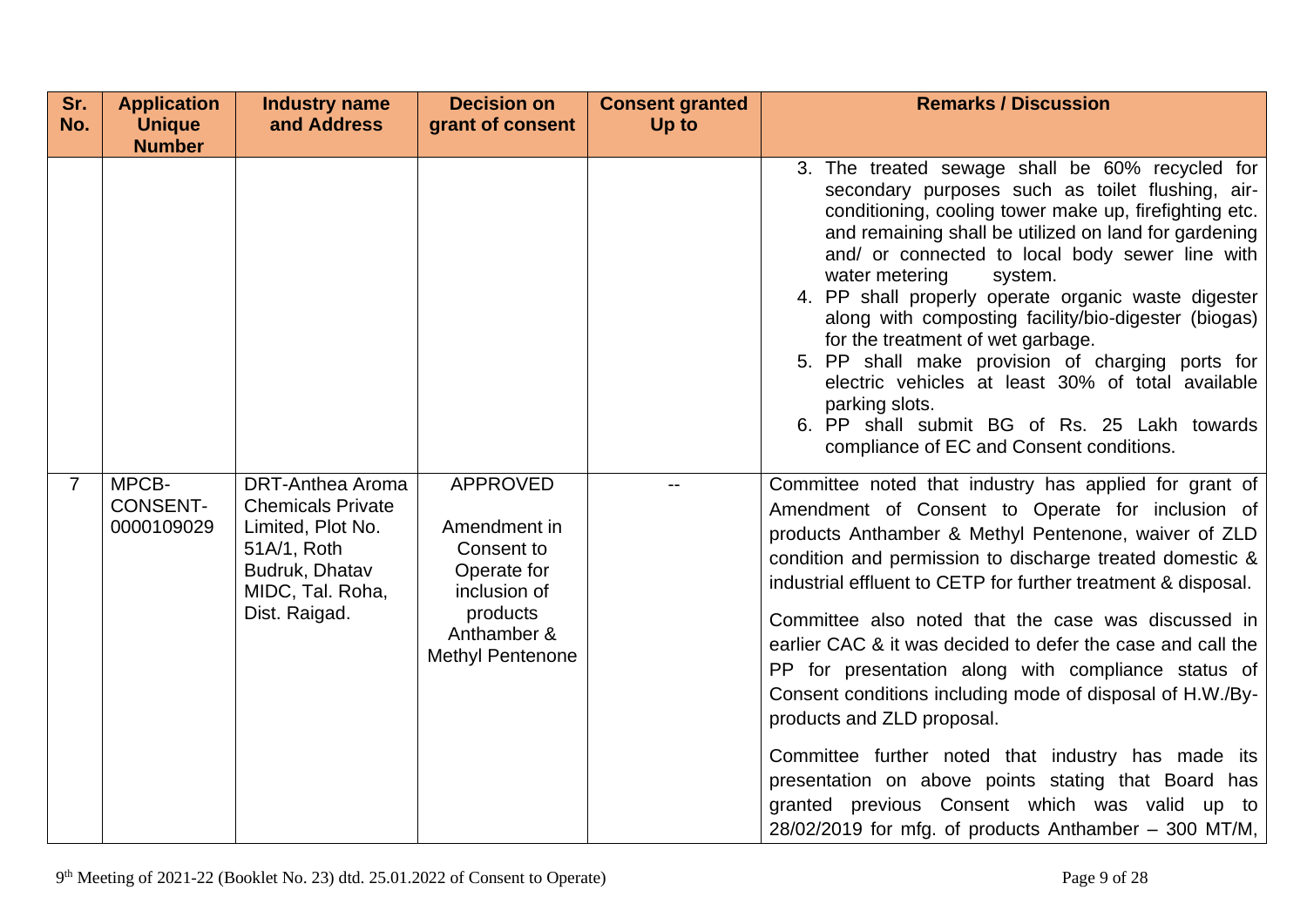| Sr. No. | Application Unique Number | Industry name and Address | Decision on grant of consent | Consent granted Up to | Remarks / Discussion |
|---|---|---|---|---|---|
| | | | | | 3. The treated sewage shall be 60% recycled for secondary purposes such as toilet flushing, air-conditioning, cooling tower make up, firefighting etc. and remaining shall be utilized on land for gardening and/ or connected to local body sewer line with water metering system.<br>4. PP shall properly operate organic waste digester along with composting facility/bio-digester (biogas) for the treatment of wet garbage.<br>5. PP shall make provision of charging ports for electric vehicles at least 30% of total available parking slots.<br>6. PP shall submit BG of Rs. 25 Lakh towards compliance of EC and Consent conditions. |
| 7 | MPCB-CONSENT-0000109029 | DRT-Anthea Aroma Chemicals Private Limited, Plot No. 51A/1, Roth Budruk, Dhatav MIDC, Tal. Roha, Dist. Raigad. | APPROVED<br><br>Amendment in Consent to Operate for inclusion of products Anthamber & Methyl Pentenone | -- | Committee noted that industry has applied for grant of Amendment of Consent to Operate for inclusion of products Anthamber & Methyl Pentenone, waiver of ZLD condition and permission to discharge treated domestic & industrial effluent to CETP for further treatment & disposal.<br><br>Committee also noted that the case was discussed in earlier CAC & it was decided to defer the case and call the PP for presentation along with compliance status of Consent conditions including mode of disposal of H.W./By-products and ZLD proposal.<br><br>Committee further noted that industry has made its presentation on above points stating that Board has granted previous Consent which was valid up to 28/02/2019 for mfg. of products Anthamber – 300 MT/M, |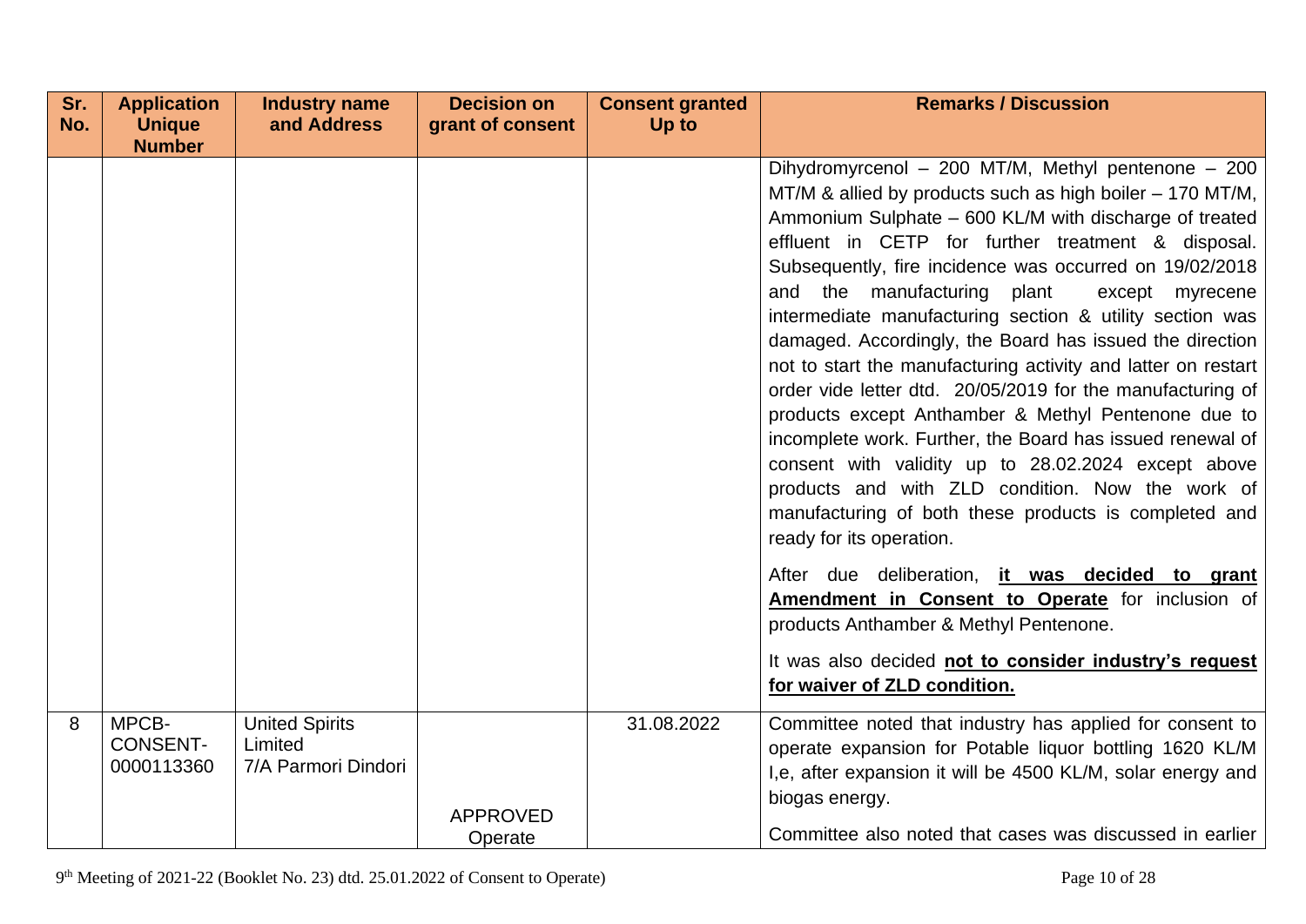| Sr. No. | Application Unique Number | Industry name and Address | Decision on grant of consent | Consent granted Up to | Remarks / Discussion |
|---|---|---|---|---|---|
| | | | | | Dihydromyrcenol – 200 MT/M, Methyl pentenone – 200 MT/M & allied by products such as high boiler – 170 MT/M, Ammonium Sulphate – 600 KL/M with discharge of treated effluent in CETP for further treatment & disposal. Subsequently, fire incidence was occurred on 19/02/2018 and the manufacturing plant except myrecene intermediate manufacturing section & utility section was damaged. Accordingly, the Board has issued the direction not to start the manufacturing activity and latter on restart order vide letter dtd. 20/05/2019 for the manufacturing of products except Anthamber & Methyl Pentenone due to incomplete work. Further, the Board has issued renewal of consent with validity up to 28.02.2024 except above products and with ZLD condition. Now the work of manufacturing of both these products is completed and ready for its operation.<br><br>After due deliberation, **it was decided to grant Amendment in Consent to Operate** for inclusion of products Anthamber & Methyl Pentenone.<br><br>It was also decided **not to consider industry's request for waiver of ZLD condition.** |
| 8 | MPCB-CONSENT-0000113360 | United Spirits Limited 7/A Parmori Dindori | APPROVED Operate | 31.08.2022 | Committee noted that industry has applied for consent to operate expansion for Potable liquor bottling 1620 KL/M I,e, after expansion it will be 4500 KL/M, solar energy and biogas energy.<br><br>Committee also noted that cases was discussed in earlier |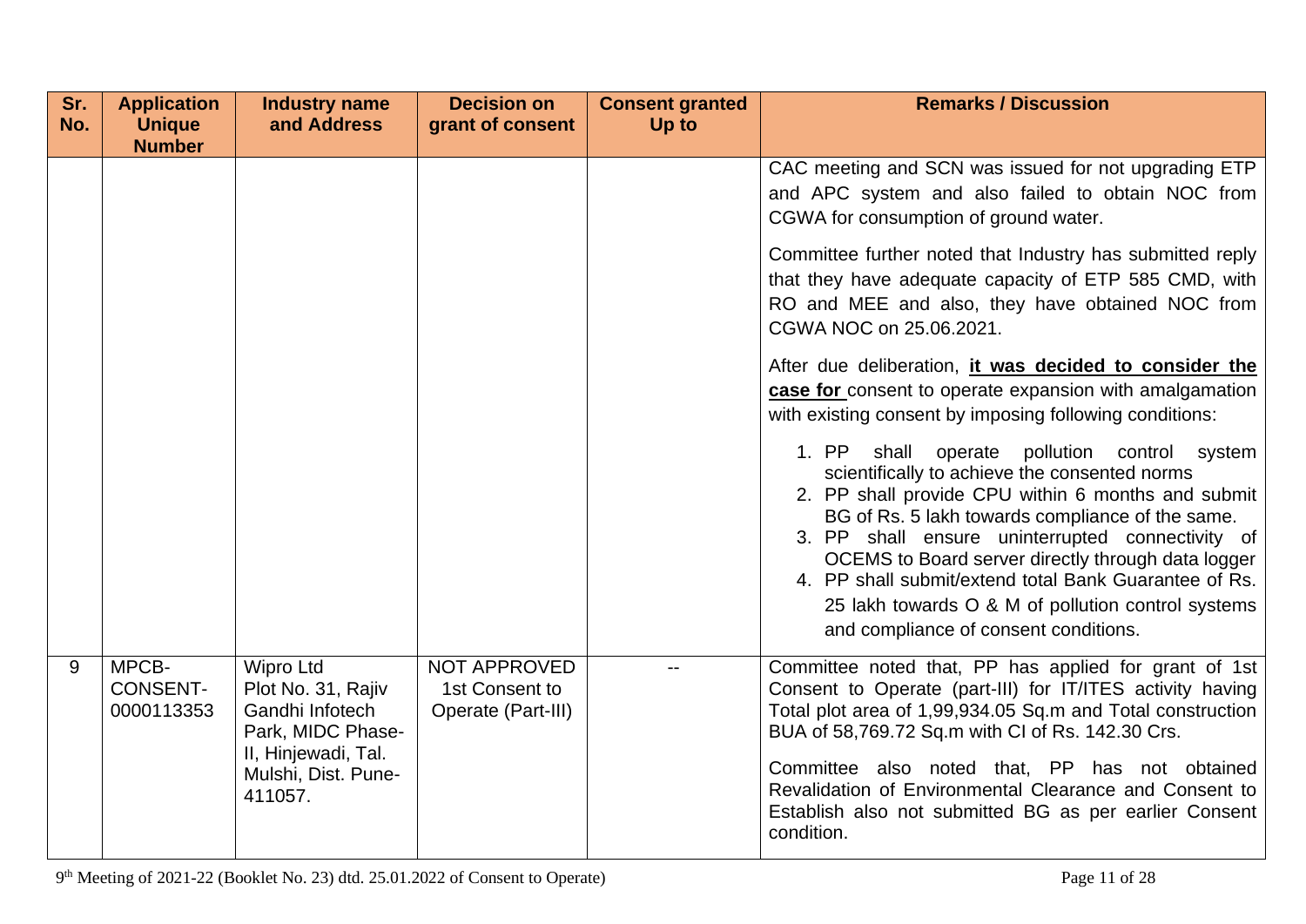| Sr. No. | Application Unique Number | Industry name and Address | Decision on grant of consent | Consent granted Up to | Remarks / Discussion |
|---|---|---|---|---|---|
| | | | | | CAC meeting and SCN was issued for not upgrading ETP and APC system and also failed to obtain NOC from CGWA for consumption of ground water.<br><br>Committee further noted that Industry has submitted reply that they have adequate capacity of ETP 585 CMD, with RO and MEE and also, they have obtained NOC from CGWA NOC on 25.06.2021.<br><br>After due deliberation, **it was decided to consider the case for** consent to operate expansion with amalgamation with existing consent by imposing following conditions:<br><br>1. PP shall operate pollution control system scientifically to achieve the consented norms<br>2. PP shall provide CPU within 6 months and submit BG of Rs. 5 lakh towards compliance of the same.<br>3. PP shall ensure uninterrupted connectivity of OCEMS to Board server directly through data logger<br>4. PP shall submit/extend total Bank Guarantee of Rs. 25 lakh towards O & M of pollution control systems and compliance of consent conditions. |
| 9 | MPCB-CONSENT-0000113353 | Wipro Ltd Plot No. 31, Rajiv Gandhi Infotech Park, MIDC Phase-II, Hinjewadi, Tal. Mulshi, Dist. Pune-411057. | NOT APPROVED 1st Consent to Operate (Part-III) | -- | Committee noted that, PP has applied for grant of 1st Consent to Operate (part-III) for IT/ITES activity having Total plot area of 1,99,934.05 Sq.m and Total construction BUA of 58,769.72 Sq.m with CI of Rs. 142.30 Crs.<br><br>Committee also noted that, PP has not obtained Revalidation of Environmental Clearance and Consent to Establish also not submitted BG as per earlier Consent condition. |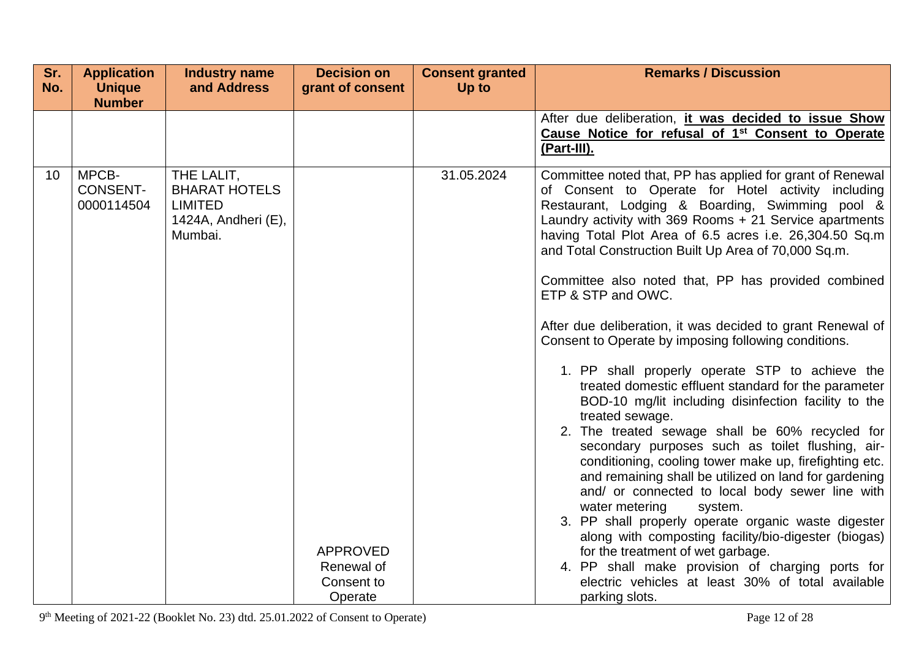| Sr. No. | Application Unique Number | Industry name and Address | Decision on grant of consent | Consent granted Up to | Remarks / Discussion |
|---|---|---|---|---|---|
| | | | | | After due deliberation, **it was decided to issue Show Cause Notice for refusal of 1st Consent to Operate (Part-III).** |
| 10 | MPCB-CONSENT-0000114504 | THE LALIT, BHARAT HOTELS LIMITED 1424A, Andheri (E), Mumbai. | APPROVED Renewal of Consent to Operate | 31.05.2024 | Committee noted that, PP has applied for grant of Renewal of Consent to Operate for Hotel activity including Restaurant, Lodging & Boarding, Swimming pool & Laundry activity with 369 Rooms + 21 Service apartments having Total Plot Area of 6.5 acres i.e. 26,304.50 Sq.m and Total Construction Built Up Area of 70,000 Sq.m.<br><br>Committee also noted that, PP has provided combined ETP & STP and OWC.<br><br>After due deliberation, it was decided to grant Renewal of Consent to Operate by imposing following conditions.<br><br>1. PP shall properly operate STP to achieve the treated domestic effluent standard for the parameter BOD-10 mg/lit including disinfection facility to the treated sewage.<br>2. The treated sewage shall be 60% recycled for secondary purposes such as toilet flushing, air-conditioning, cooling tower make up, firefighting etc. and remaining shall be utilized on land for gardening and/ or connected to local body sewer line with water metering system.<br>3. PP shall properly operate organic waste digester along with composting facility/bio-digester (biogas) for the treatment of wet garbage.<br>4. PP shall make provision of charging ports for electric vehicles at least 30% of total available parking slots. |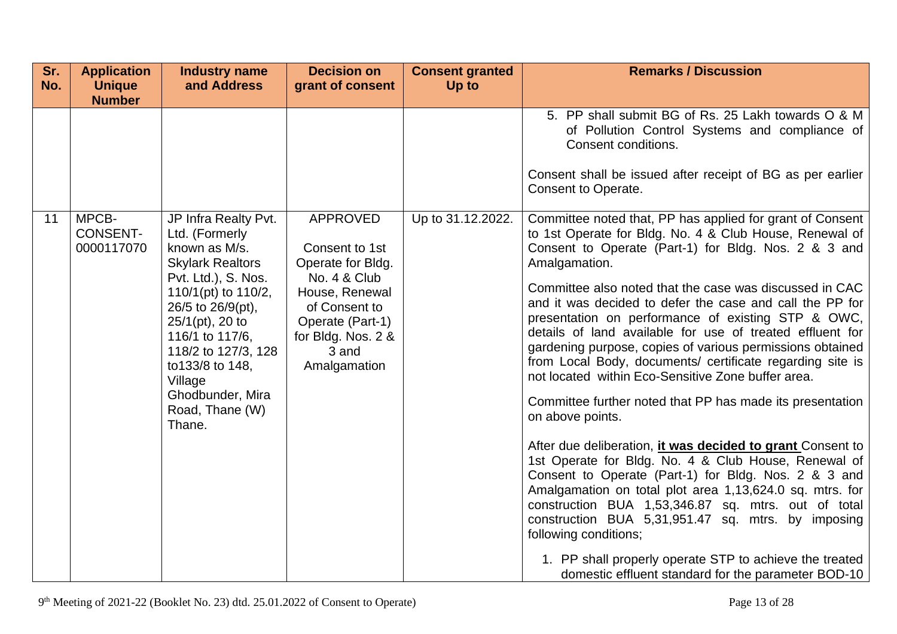| Sr. No. | Application Unique Number | Industry name and Address | Decision on grant of consent | Consent granted Up to | Remarks / Discussion |
|---|---|---|---|---|---|
| | | | | | 5. PP shall submit BG of Rs. 25 Lakh towards O & M of Pollution Control Systems and compliance of Consent conditions.<br><br>Consent shall be issued after receipt of BG as per earlier Consent to Operate. |
| 11 | MPCB-CONSENT-0000117070 | JP Infra Realty Pvt. Ltd. (Formerly known as M/s. Skylark Realtors Pvt. Ltd.), S. Nos. 110/1(pt) to 110/2, 26/5 to 26/9(pt), 25/1(pt), 20 to 116/1 to 117/6, 118/2 to 127/3, 128 to133/8 to 148, Village Ghodbunder, Mira Road, Thane (W) Thane. | APPROVED<br><br>Consent to 1st Operate for Bldg. No. 4 & Club House, Renewal of Consent to Operate (Part-1) for Bldg. Nos. 2 & 3 and Amalgamation | Up to 31.12.2022. | Committee noted that, PP has applied for grant of Consent to 1st Operate for Bldg. No. 4 & Club House, Renewal of Consent to Operate (Part-1) for Bldg. Nos. 2 & 3 and Amalgamation.<br><br>Committee also noted that the case was discussed in CAC and it was decided to defer the case and call the PP for presentation on performance of existing STP & OWC, details of land available for use of treated effluent for gardening purpose, copies of various permissions obtained from Local Body, documents/ certificate regarding site is not located within Eco-Sensitive Zone buffer area.<br><br>Committee further noted that PP has made its presentation on above points.<br><br>After due deliberation, **it was decided to grant** Consent to 1st Operate for Bldg. No. 4 & Club House, Renewal of Consent to Operate (Part-1) for Bldg. Nos. 2 & 3 and Amalgamation on total plot area 1,13,624.0 sq. mtrs. for construction BUA 1,53,346.87 sq. mtrs. out of total construction BUA 5,31,951.47 sq. mtrs. by imposing following conditions;<br><br>1. PP shall properly operate STP to achieve the treated domestic effluent standard for the parameter BOD-10 |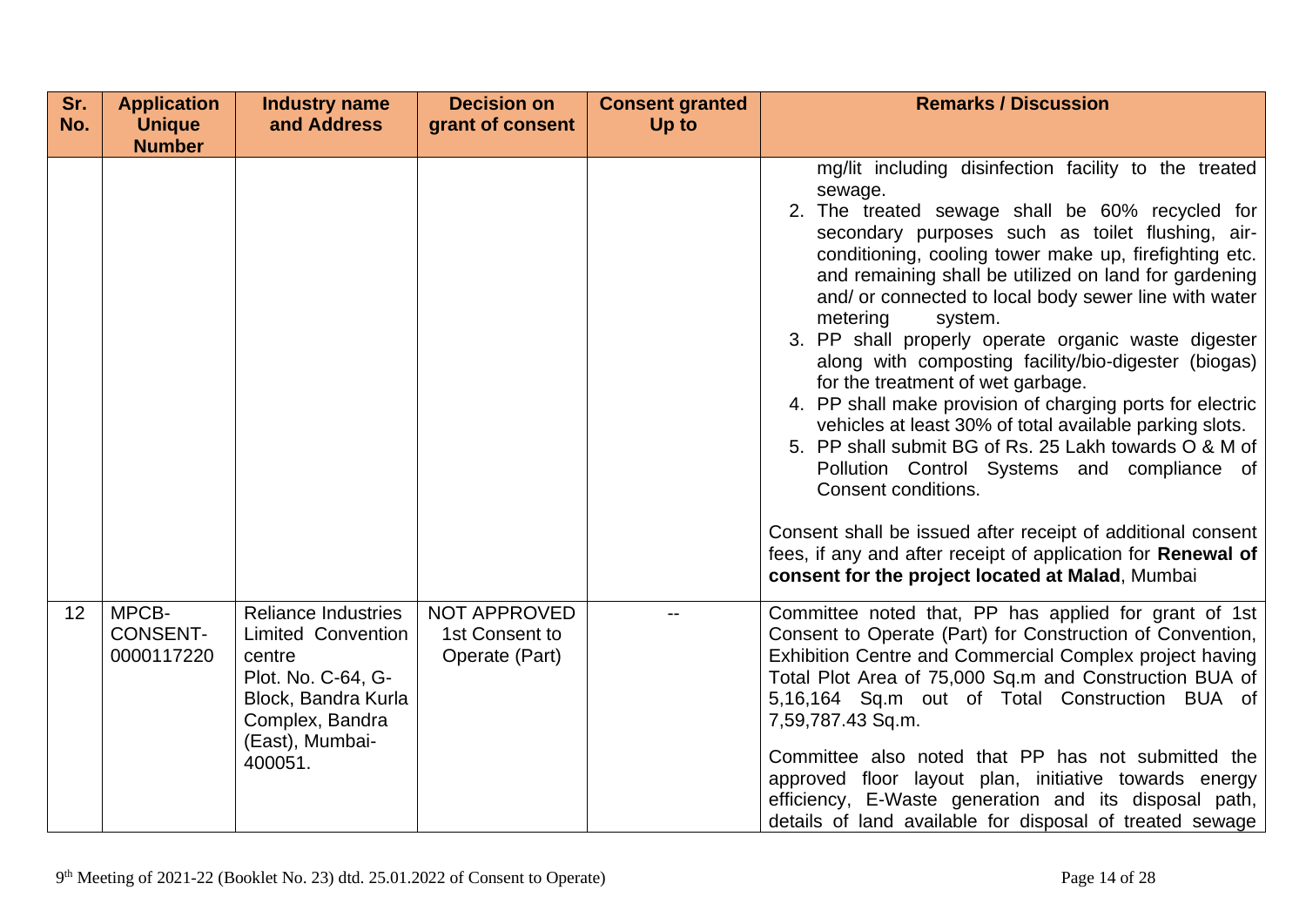| Sr. No. | Application Unique Number | Industry name and Address | Decision on grant of consent | Consent granted Up to | Remarks / Discussion |
|---|---|---|---|---|---|
| | | | | | mg/lit including disinfection facility to the treated sewage.<br>2. The treated sewage shall be 60% recycled for secondary purposes such as toilet flushing, air-conditioning, cooling tower make up, firefighting etc. and remaining shall be utilized on land for gardening and/ or connected to local body sewer line with water metering system.<br>3. PP shall properly operate organic waste digester along with composting facility/bio-digester (biogas) for the treatment of wet garbage.<br>4. PP shall make provision of charging ports for electric vehicles at least 30% of total available parking slots.<br>5. PP shall submit BG of Rs. 25 Lakh towards O & M of Pollution Control Systems and compliance of Consent conditions.<br><br>Consent shall be issued after receipt of additional consent fees, if any and after receipt of application for **Renewal of consent for the project located at Malad**, Mumbai |
| 12 | MPCB-CONSENT-0000117220 | Reliance Industries Limited Convention centre<br>Plot. No. C-64, G-Block, Bandra Kurla Complex, Bandra (East), Mumbai-400051. | NOT APPROVED<br>1st Consent to Operate (Part) | -- | Committee noted that, PP has applied for grant of 1st Consent to Operate (Part) for Construction of Convention, Exhibition Centre and Commercial Complex project having Total Plot Area of 75,000 Sq.m and Construction BUA of 5,16,164 Sq.m out of Total Construction BUA of 7,59,787.43 Sq.m.<br><br>Committee also noted that PP has not submitted the approved floor layout plan, initiative towards energy efficiency, E-Waste generation and its disposal path, details of land available for disposal of treated sewage |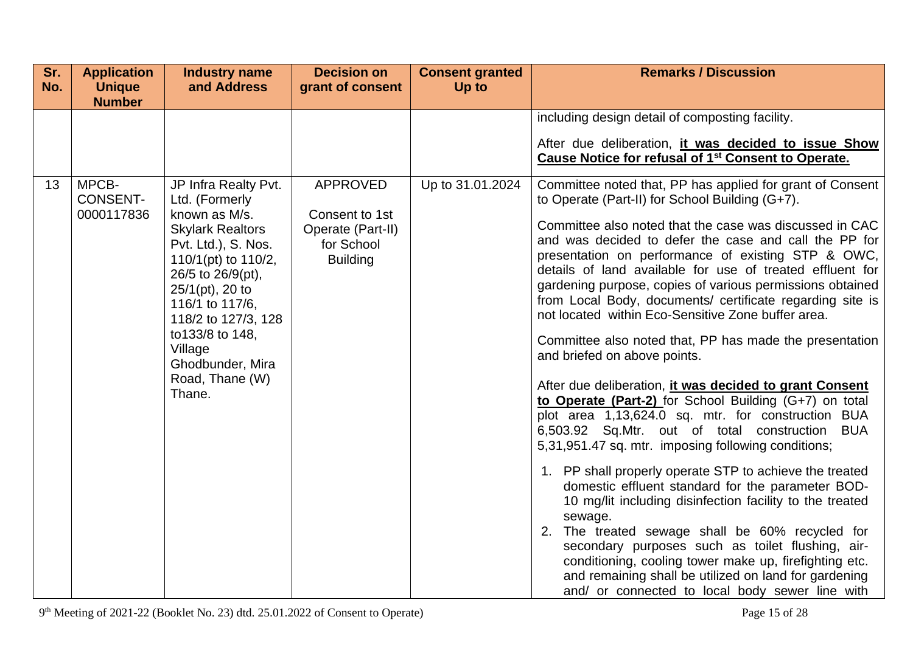| Sr. No. | Application Unique Number | Industry name and Address | Decision on grant of consent | Consent granted Up to | Remarks / Discussion |
|---|---|---|---|---|---|
| | | | | | including design detail of composting facility.<br><br>After due deliberation, **it was decided to issue Show Cause Notice for refusal of 1st Consent to Operate.** |
| 13 | MPCB-CONSENT-0000117836 | JP Infra Realty Pvt. Ltd. (Formerly known as M/s. Skylark Realtors Pvt. Ltd.), S. Nos. 110/1(pt) to 110/2, 26/5 to 26/9(pt), 25/1(pt), 20 to 116/1 to 117/6, 118/2 to 127/3, 128 to133/8 to 148, Village Ghodbunder, Mira Road, Thane (W) Thane. | APPROVED<br><br>Consent to 1st Operate (Part-II) for School Building | Up to 31.01.2024 | Committee noted that, PP has applied for grant of Consent to Operate (Part-II) for School Building (G+7).<br><br>Committee also noted that the case was discussed in CAC and was decided to defer the case and call the PP for presentation on performance of existing STP & OWC, details of land available for use of treated effluent for gardening purpose, copies of various permissions obtained from Local Body, documents/ certificate regarding site is not located within Eco-Sensitive Zone buffer area.<br><br>Committee also noted that, PP has made the presentation and briefed on above points.<br><br>After due deliberation, **it was decided to grant Consent to Operate (Part-2)** for School Building (G+7) on total plot area 1,13,624.0 sq. mtr. for construction BUA 6,503.92 Sq.Mtr. out of total construction BUA 5,31,951.47 sq. mtr. imposing following conditions;<br><br>1. PP shall properly operate STP to achieve the treated domestic effluent standard for the parameter BOD-10 mg/lit including disinfection facility to the treated sewage.<br>2. The treated sewage shall be 60% recycled for secondary purposes such as toilet flushing, air-conditioning, cooling tower make up, firefighting etc. and remaining shall be utilized on land for gardening and/ or connected to local body sewer line with |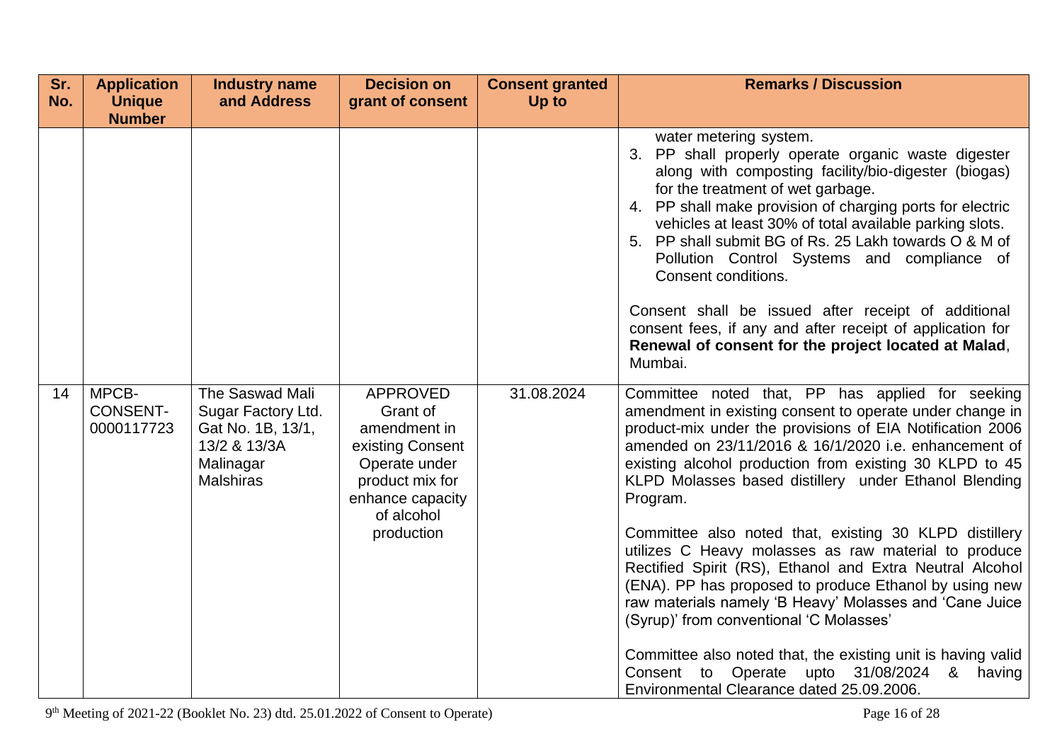| Sr. No. | Application Unique Number | Industry name and Address | Decision on grant of consent | Consent granted Up to | Remarks / Discussion |
|---|---|---|---|---|---|
| | | | | | water metering system.<br>3. PP shall properly operate organic waste digester along with composting facility/bio-digester (biogas) for the treatment of wet garbage.<br>4. PP shall make provision of charging ports for electric vehicles at least 30% of total available parking slots.<br>5. PP shall submit BG of Rs. 25 Lakh towards O & M of Pollution Control Systems and compliance of Consent conditions.<br><br>Consent shall be issued after receipt of additional consent fees, if any and after receipt of application for **Renewal of consent for the project located at Malad**, Mumbai. |
| 14 | MPCB-CONSENT-0000117723 | The Saswad Mali Sugar Factory Ltd. Gat No. 1B, 13/1, 13/2 & 13/3A Malinagar Malshiras | APPROVED Grant of amendment in existing Consent Operate under product mix for enhance capacity of alcohol production | 31.08.2024 | Committee noted that, PP has applied for seeking amendment in existing consent to operate under change in product-mix under the provisions of EIA Notification 2006 amended on 23/11/2016 & 16/1/2020 i.e. enhancement of existing alcohol production from existing 30 KLPD to 45 KLPD Molasses based distillery under Ethanol Blending Program.<br><br>Committee also noted that, existing 30 KLPD distillery utilizes C Heavy molasses as raw material to produce Rectified Spirit (RS), Ethanol and Extra Neutral Alcohol (ENA). PP has proposed to produce Ethanol by using new raw materials namely 'B Heavy' Molasses and 'Cane Juice (Syrup)' from conventional 'C Molasses'<br><br>Committee also noted that, the existing unit is having valid Consent to Operate upto 31/08/2024 & having Environmental Clearance dated 25.09.2006. |

9th Meeting of 2021-22 (Booklet No. 23) dtd. 25.01.2022 of Consent to Operate)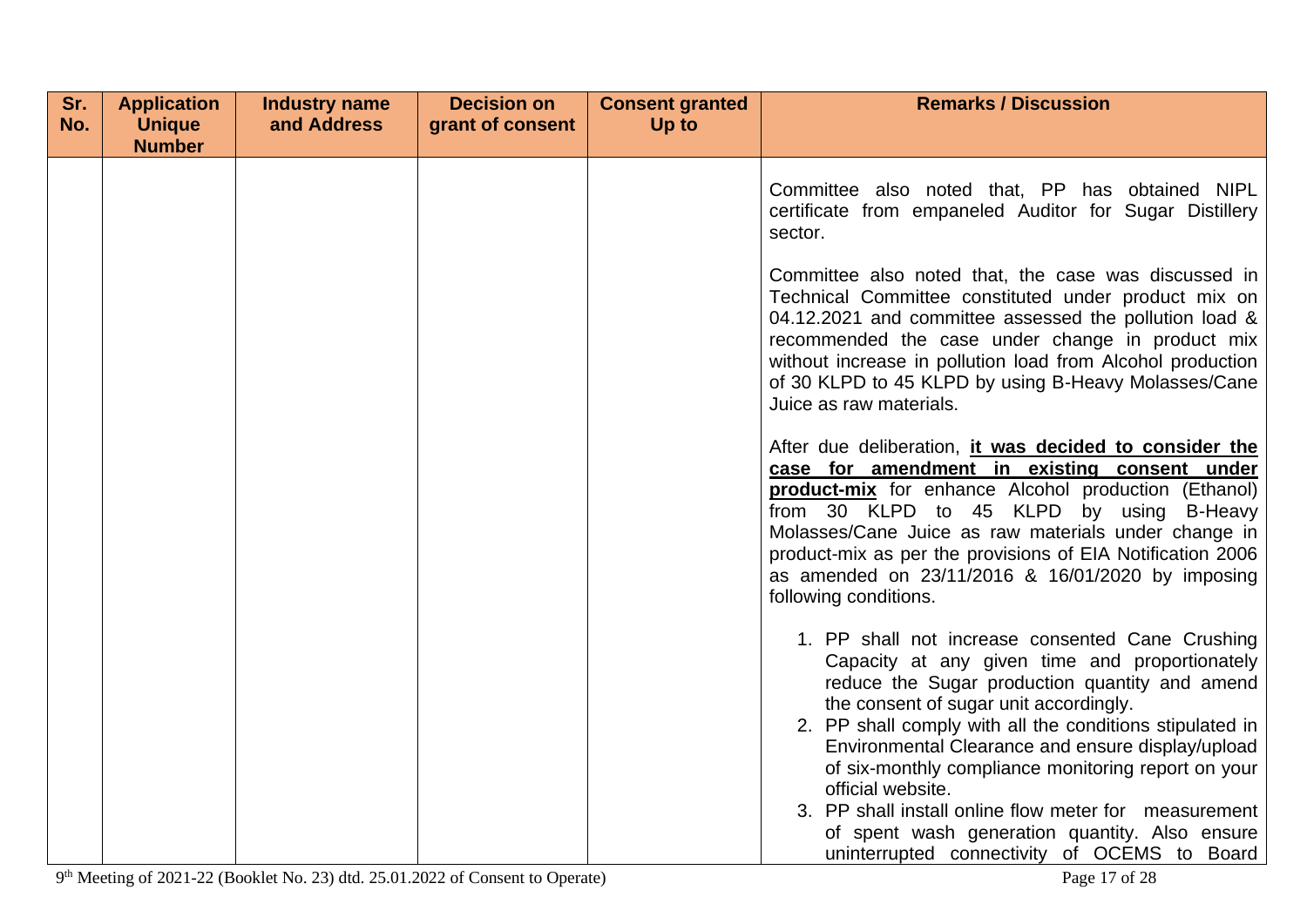| Sr. No. | Application Unique Number | Industry name and Address | Decision on grant of consent | Consent granted Up to | Remarks / Discussion |
|---|---|---|---|---|---|
| | | | | | Committee also noted that, PP has obtained NIPL certificate from empaneled Auditor for Sugar Distillery sector.<br><br>Committee also noted that, the case was discussed in Technical Committee constituted under product mix on 04.12.2021 and committee assessed the pollution load & recommended the case under change in product mix without increase in pollution load from Alcohol production of 30 KLPD to 45 KLPD by using B-Heavy Molasses/Cane Juice as raw materials.<br><br>After due deliberation, **it was decided to consider the case for amendment in existing consent under product-mix** for enhance Alcohol production (Ethanol) from 30 KLPD to 45 KLPD by using B-Heavy Molasses/Cane Juice as raw materials under change in product-mix as per the provisions of EIA Notification 2006 as amended on 23/11/2016 & 16/01/2020 by imposing following conditions.<br><br>1. PP shall not increase consented Cane Crushing Capacity at any given time and proportionately reduce the Sugar production quantity and amend the consent of sugar unit accordingly.<br>2. PP shall comply with all the conditions stipulated in Environmental Clearance and ensure display/upload of six-monthly compliance monitoring report on your official website.<br>3. PP shall install online flow meter for measurement of spent wash generation quantity. Also ensure uninterrupted connectivity of OCEMS to Board |

9th Meeting of 2021-22 (Booklet No. 23) dtd. 25.01.2022 of Consent to Operate)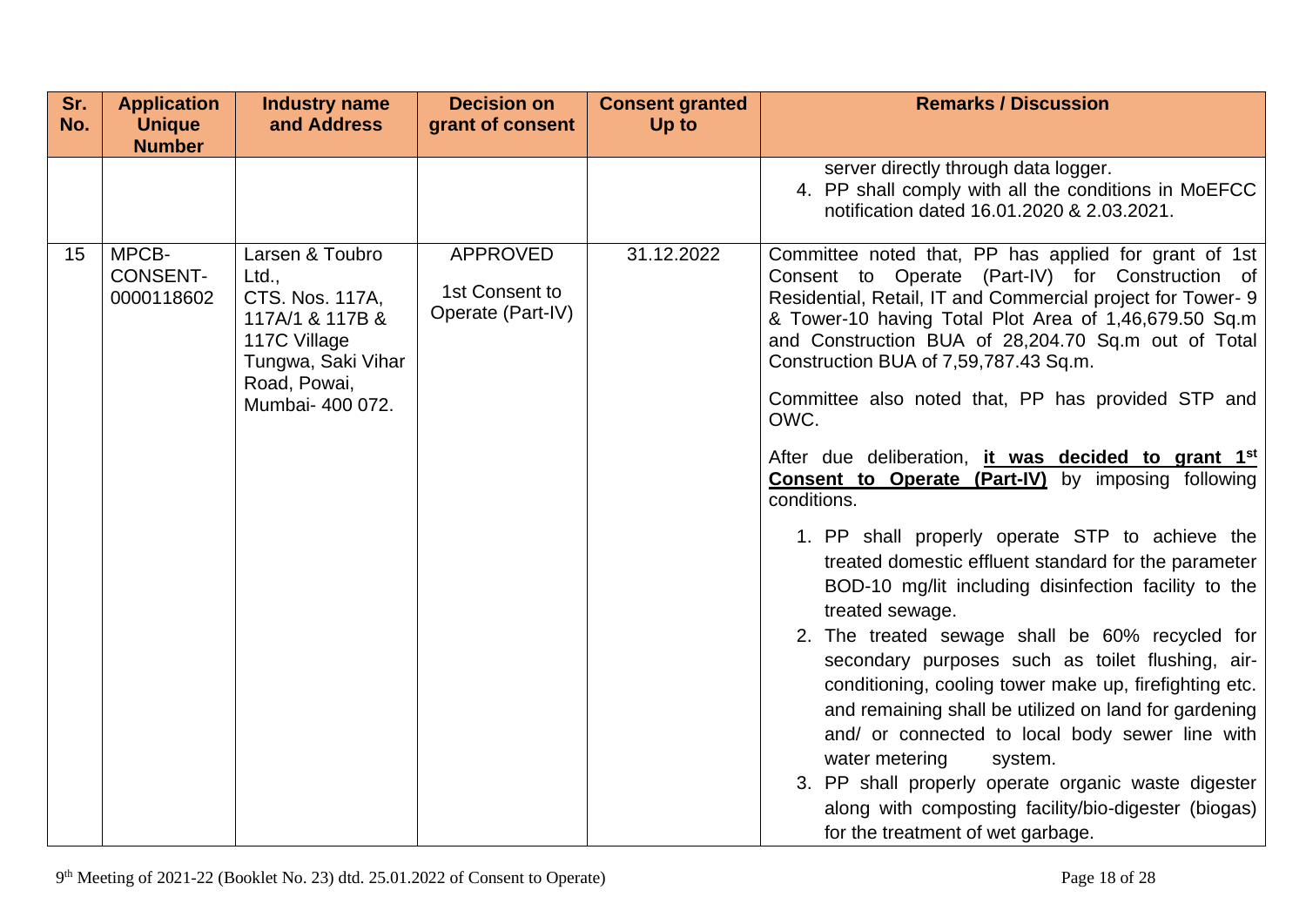| Sr. No. | Application Unique Number | Industry name and Address | Decision on grant of consent | Consent granted Up to | Remarks / Discussion |
|---|---|---|---|---|---|
| | | | | | server directly through data logger.<br>4. PP shall comply with all the conditions in MoEFCC notification dated 16.01.2020 & 2.03.2021. |
| 15 | MPCB-CONSENT-0000118602 | Larsen & Toubro Ltd., CTS. Nos. 117A, 117A/1 & 117B & 117C Village Tungwa, Saki Vihar Road, Powai, Mumbai- 400 072. | APPROVED<br><br>1st Consent to Operate (Part-IV) | 31.12.2022 | Committee noted that, PP has applied for grant of 1st Consent to Operate (Part-IV) for Construction of Residential, Retail, IT and Commercial project for Tower- 9 & Tower-10 having Total Plot Area of 1,46,679.50 Sq.m and Construction BUA of 28,204.70 Sq.m out of Total Construction BUA of 7,59,787.43 Sq.m.<br><br>Committee also noted that, PP has provided STP and OWC.<br><br>After due deliberation, **it was decided to grant 1st Consent to Operate (Part-IV)** by imposing following conditions.<br><br>1. PP shall properly operate STP to achieve the treated domestic effluent standard for the parameter BOD-10 mg/lit including disinfection facility to the treated sewage.<br>2. The treated sewage shall be 60% recycled for secondary purposes such as toilet flushing, air-conditioning, cooling tower make up, firefighting etc. and remaining shall be utilized on land for gardening and/ or connected to local body sewer line with water metering system.<br>3. PP shall properly operate organic waste digester along with composting facility/bio-digester (biogas) for the treatment of wet garbage. |

9th Meeting of 2021-22 (Booklet No. 23) dtd. 25.01.2022 of Consent to Operate)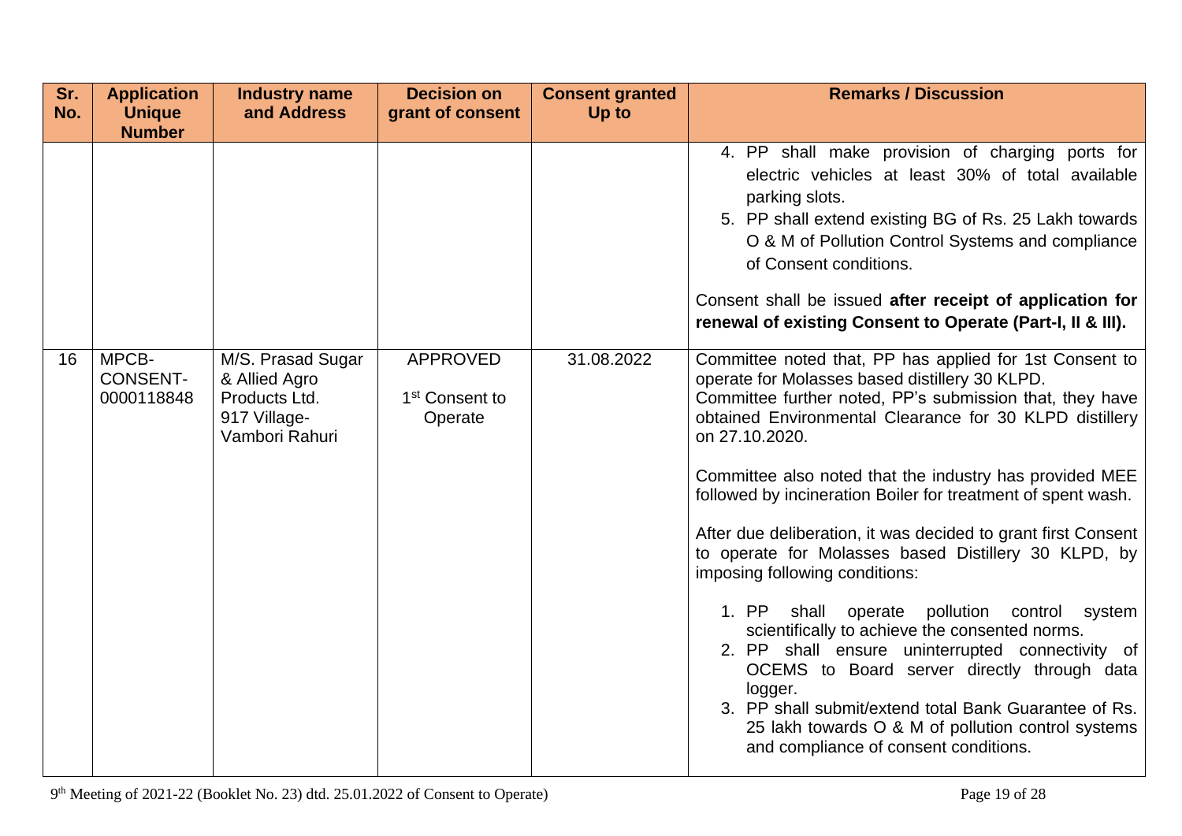| Sr. No. | Application Unique Number | Industry name and Address | Decision on grant of consent | Consent granted Up to | Remarks / Discussion |
|---|---|---|---|---|---|
| | | | | | 4. PP shall make provision of charging ports for electric vehicles at least 30% of total available parking slots.<br>5. PP shall extend existing BG of Rs. 25 Lakh towards O & M of Pollution Control Systems and compliance of Consent conditions.<br><br>Consent shall be issued **after receipt of application for renewal of existing Consent to Operate (Part-I, II & III).** |
| 16 | MPCB-CONSENT-0000118848 | M/S. Prasad Sugar & Allied Agro Products Ltd. 917 Village-Vambori Rahuri | APPROVED<br>1st Consent to Operate | 31.08.2022 | Committee noted that, PP has applied for 1st Consent to operate for Molasses based distillery 30 KLPD.<br>Committee further noted, PP's submission that, they have obtained Environmental Clearance for 30 KLPD distillery on 27.10.2020.<br><br>Committee also noted that the industry has provided MEE followed by incineration Boiler for treatment of spent wash.<br><br>After due deliberation, it was decided to grant first Consent to operate for Molasses based Distillery 30 KLPD, by imposing following conditions:<br><br>1. PP shall operate pollution control system scientifically to achieve the consented norms.<br>2. PP shall ensure uninterrupted connectivity of OCEMS to Board server directly through data logger.<br>3. PP shall submit/extend total Bank Guarantee of Rs. 25 lakh towards O & M of pollution control systems and compliance of consent conditions. |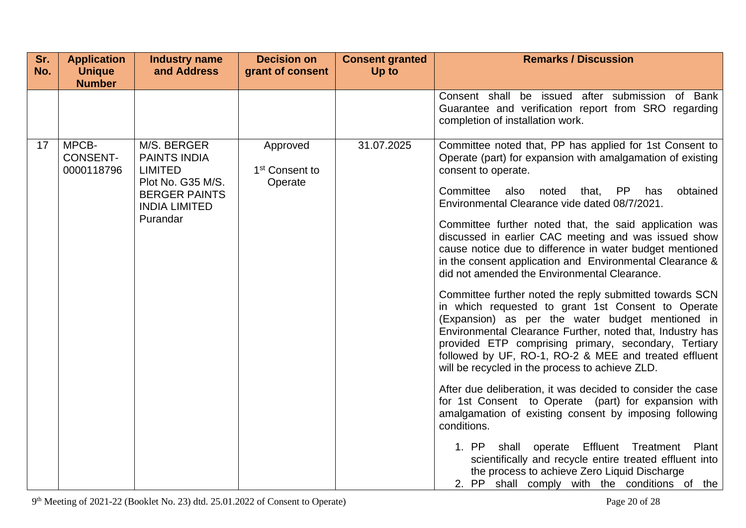| Sr. No. | Application Unique Number | Industry name and Address | Decision on grant of consent | Consent granted Up to | Remarks / Discussion |
|---|---|---|---|---|---|
| | | | | | Consent shall be issued after submission of Bank Guarantee and verification report from SRO regarding completion of installation work. |
| 17 | MPCB-CONSENT-0000118796 | M/S. BERGER PAINTS INDIA LIMITED Plot No. G35 M/S. BERGER PAINTS INDIA LIMITED Purandar | Approved 1st Consent to Operate | 31.07.2025 | Committee noted that, PP has applied for 1st Consent to Operate (part) for expansion with amalgamation of existing consent to operate.<br><br>Committee also noted that, PP has obtained Environmental Clearance vide dated 08/7/2021.<br><br>Committee further noted that, the said application was discussed in earlier CAC meeting and was issued show cause notice due to difference in water budget mentioned in the consent application and Environmental Clearance & did not amended the Environmental Clearance.<br><br>Committee further noted the reply submitted towards SCN in which requested to grant 1st Consent to Operate (Expansion) as per the water budget mentioned in Environmental Clearance Further, noted that, Industry has provided ETP comprising primary, secondary, Tertiary followed by UF, RO-1, RO-2 & MEE and treated effluent will be recycled in the process to achieve ZLD.<br><br>After due deliberation, it was decided to consider the case for 1st Consent to Operate (part) for expansion with amalgamation of existing consent by imposing following conditions.<br><br>1. PP shall operate Effluent Treatment Plant scientifically and recycle entire treated effluent into the process to achieve Zero Liquid Discharge<br>2. PP shall comply with the conditions of the |

9th Meeting of 2021-22 (Booklet No. 23) dtd. 25.01.2022 of Consent to Operate)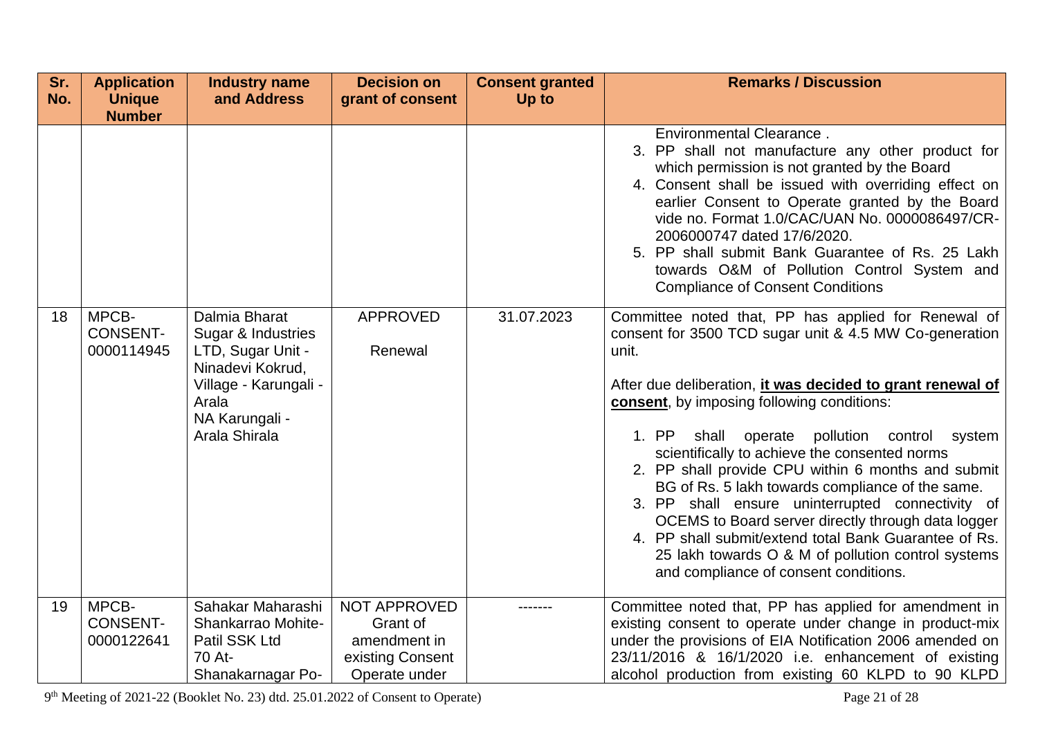| Sr. No. | Application Unique Number | Industry name and Address | Decision on grant of consent | Consent granted Up to | Remarks / Discussion |
|---|---|---|---|---|---|
| | | | | | Environmental Clearance .<br>3. PP shall not manufacture any other product for which permission is not granted by the Board<br>4. Consent shall be issued with overriding effect on earlier Consent to Operate granted by the Board vide no. Format 1.0/CAC/UAN No. 0000086497/CR-2006000747 dated 17/6/2020.<br>5. PP shall submit Bank Guarantee of Rs. 25 Lakh towards O&M of Pollution Control System and Compliance of Consent Conditions |
| 18 | MPCB-CONSENT-0000114945 | Dalmia Bharat Sugar & Industries LTD, Sugar Unit - Ninadevi Kokrud, Village - Karungali - Arala NA Karungali - Arala Shirala | APPROVED<br><br>Renewal | 31.07.2023 | Committee noted that, PP has applied for Renewal of consent for 3500 TCD sugar unit & 4.5 MW Co-generation unit.<br><br>After due deliberation, **it was decided to grant renewal of consent**, by imposing following conditions:<br><br>1. PP shall operate pollution control system scientifically to achieve the consented norms<br>2. PP shall provide CPU within 6 months and submit BG of Rs. 5 lakh towards compliance of the same.<br>3. PP shall ensure uninterrupted connectivity of OCEMS to Board server directly through data logger<br>4. PP shall submit/extend total Bank Guarantee of Rs. 25 lakh towards O & M of pollution control systems and compliance of consent conditions. |
| 19 | MPCB-CONSENT-0000122641 | Sahakar Maharashi Shankarrao Mohite-Patil SSK Ltd 70 At-Shanakarnagar Po- | NOT APPROVED Grant of amendment in existing Consent Operate under | ------- | Committee noted that, PP has applied for amendment in existing consent to operate under change in product-mix under the provisions of EIA Notification 2006 amended on 23/11/2016 & 16/1/2020 i.e. enhancement of existing alcohol production from existing 60 KLPD to 90 KLPD |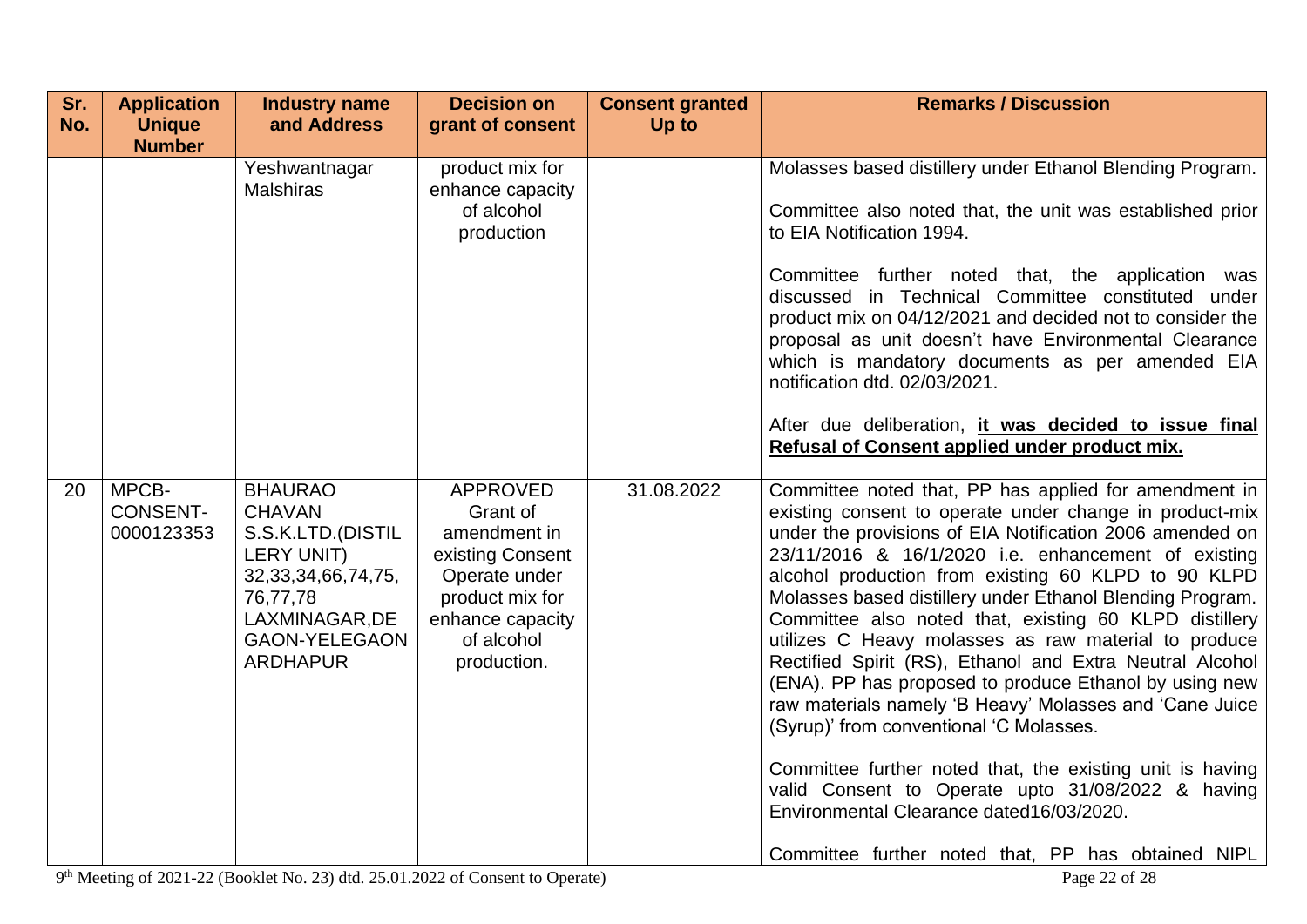| Sr. No. | Application Unique Number | Industry name and Address | Decision on grant of consent | Consent granted Up to | Remarks / Discussion |
|---|---|---|---|---|---|
| | | Yeshwantnagar Malshiras | product mix for enhance capacity of alcohol production | | Molasses based distillery under Ethanol Blending Program.<br><br>Committee also noted that, the unit was established prior to EIA Notification 1994.<br><br>Committee further noted that, the application was discussed in Technical Committee constituted under product mix on 04/12/2021 and decided not to consider the proposal as unit doesn't have Environmental Clearance which is mandatory documents as per amended EIA notification dtd. 02/03/2021.<br><br>After due deliberation, **it was decided to issue final Refusal of Consent applied under product mix.** |
| 20 | MPCB-CONSENT-0000123353 | BHAURAO CHAVAN S.S.K.LTD.(DISTILLERY UNIT) 32,33,34,66,74,75, 76,77,78 LAXMINAGAR,DEGAON-YELEGAON ARDHAPUR | APPROVED Grant of amendment in existing Consent Operate under product mix for enhance capacity of alcohol production. | 31.08.2022 | Committee noted that, PP has applied for amendment in existing consent to operate under change in product-mix under the provisions of EIA Notification 2006 amended on 23/11/2016 & 16/1/2020 i.e. enhancement of existing alcohol production from existing 60 KLPD to 90 KLPD Molasses based distillery under Ethanol Blending Program. Committee also noted that, existing 60 KLPD distillery utilizes C Heavy molasses as raw material to produce Rectified Spirit (RS), Ethanol and Extra Neutral Alcohol (ENA). PP has proposed to produce Ethanol by using new raw materials namely 'B Heavy' Molasses and 'Cane Juice (Syrup)' from conventional 'C Molasses.<br><br>Committee further noted that, the existing unit is having valid Consent to Operate upto 31/08/2022 & having Environmental Clearance dated16/03/2020.<br><br>Committee further noted that, PP has obtained NIPL |

9th Meeting of 2021-22 (Booklet No. 23) dtd. 25.01.2022 of Consent to Operate)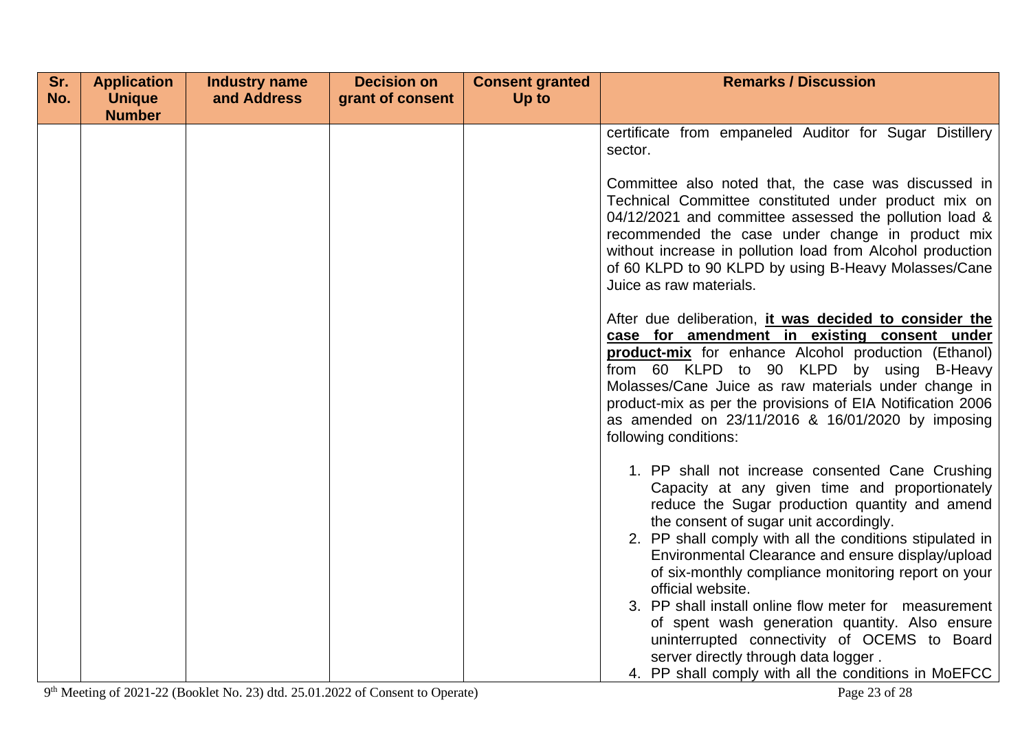| Sr. No. | Application Unique Number | Industry name and Address | Decision on grant of consent | Consent granted Up to | Remarks / Discussion |
|---|---|---|---|---|---|
| | | | | | certificate from empaneled Auditor for Sugar Distillery sector.<br><br>Committee also noted that, the case was discussed in Technical Committee constituted under product mix on 04/12/2021 and committee assessed the pollution load & recommended the case under change in product mix without increase in pollution load from Alcohol production of 60 KLPD to 90 KLPD by using B-Heavy Molasses/Cane Juice as raw materials.<br><br>After due deliberation, **it was decided to consider the case for amendment in existing consent under product-mix** for enhance Alcohol production (Ethanol) from 60 KLPD to 90 KLPD by using B-Heavy Molasses/Cane Juice as raw materials under change in product-mix as per the provisions of EIA Notification 2006 as amended on 23/11/2016 & 16/01/2020 by imposing following conditions:<br><br>1. PP shall not increase consented Cane Crushing Capacity at any given time and proportionately reduce the Sugar production quantity and amend the consent of sugar unit accordingly.<br>2. PP shall comply with all the conditions stipulated in Environmental Clearance and ensure display/upload of six-monthly compliance monitoring report on your official website.<br>3. PP shall install online flow meter for measurement of spent wash generation quantity. Also ensure uninterrupted connectivity of OCEMS to Board server directly through data logger .<br>4. PP shall comply with all the conditions in MoEFCC |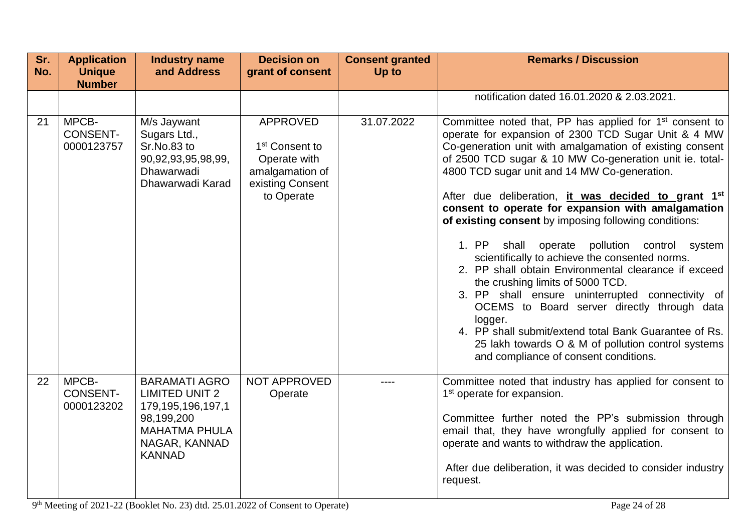| Sr. No. | Application Unique Number | Industry name and Address | Decision on grant of consent | Consent granted Up to | Remarks / Discussion |
|---|---|---|---|---|---|
| | | | | | notification dated 16.01.2020 & 2.03.2021. |
| 21 | MPCB-CONSENT-0000123757 | M/s Jaywant Sugars Ltd., Sr.No.83 to 90,92,93,95,98,99, Dhawarwadi Dhawarwadi Karad | APPROVED 1st Consent to Operate with amalgamation of existing Consent to Operate | 31.07.2022 | Committee noted that, PP has applied for 1st consent to operate for expansion of 2300 TCD Sugar Unit & 4 MW Co-generation unit with amalgamation of existing consent of 2500 TCD sugar & 10 MW Co-generation unit ie. total-4800 TCD sugar unit and 14 MW Co-generation.<br><br>After due deliberation, **it was decided to grant 1st consent to operate for expansion with amalgamation of existing consent** by imposing following conditions:<br><br>1. PP shall operate pollution control system scientifically to achieve the consented norms.<br>2. PP shall obtain Environmental clearance if exceed the crushing limits of 5000 TCD.<br>3. PP shall ensure uninterrupted connectivity of OCEMS to Board server directly through data logger.<br>4. PP shall submit/extend total Bank Guarantee of Rs. 25 lakh towards O & M of pollution control systems and compliance of consent conditions. |
| 22 | MPCB-CONSENT-0000123202 | BARAMATI AGRO LIMITED UNIT 2 179,195,196,197,198,199,200 MAHATMA PHULA NAGAR, KANNAD KANNAD | NOT APPROVED Operate | ---- | Committee noted that industry has applied for consent to 1st operate for expansion.<br><br>Committee further noted the PP's submission through email that, they have wrongfully applied for consent to operate and wants to withdraw the application.<br><br>After due deliberation, it was decided to consider industry request. |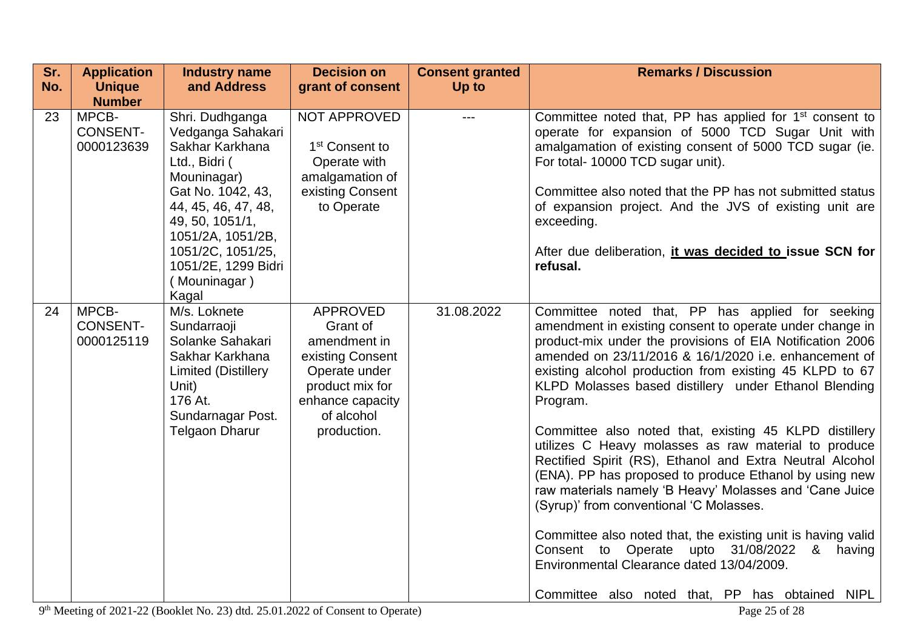| Sr. No. | Application Unique Number | Industry name and Address | Decision on grant of consent | Consent granted Up to | Remarks / Discussion |
|---|---|---|---|---|---|
| 23 | MPCB-CONSENT-0000123639 | Shri. Dudhganga Vedganga Sahakari Sakhar Karkhana Ltd., Bidri ( Mouninagar) Gat No. 1042, 43, 44, 45, 46, 47, 48, 49, 50, 1051/1, 1051/2A, 1051/2B, 1051/2C, 1051/25, 1051/2E, 1299 Bidri ( Mouninagar ) Kagal | NOT APPROVED<br><br>1st Consent to Operate with amalgamation of existing Consent to Operate | --- | Committee noted that, PP has applied for 1st consent to operate for expansion of 5000 TCD Sugar Unit with amalgamation of existing consent of 5000 TCD sugar (ie. For total- 10000 TCD sugar unit).<br><br>Committee also noted that the PP has not submitted status of expansion project. And the JVS of existing unit are exceeding.<br><br>After due deliberation, **it was decided to issue SCN for refusal.** |
| 24 | MPCB-CONSENT-0000125119 | M/s. Loknete Sundarraoji Solanke Sahakari Sakhar Karkhana Limited (Distillery Unit) 176 At. Sundarnagar Post. Telgaon Dharur | APPROVED Grant of amendment in existing Consent Operate under product mix for enhance capacity of alcohol production. | 31.08.2022 | Committee noted that, PP has applied for seeking amendment in existing consent to operate under change in product-mix under the provisions of EIA Notification 2006 amended on 23/11/2016 & 16/1/2020 i.e. enhancement of existing alcohol production from existing 45 KLPD to 67 KLPD Molasses based distillery under Ethanol Blending Program.<br><br>Committee also noted that, existing 45 KLPD distillery utilizes C Heavy molasses as raw material to produce Rectified Spirit (RS), Ethanol and Extra Neutral Alcohol (ENA). PP has proposed to produce Ethanol by using new raw materials namely 'B Heavy' Molasses and 'Cane Juice (Syrup)' from conventional 'C Molasses.<br><br>Committee also noted that, the existing unit is having valid Consent to Operate upto 31/08/2022 & having Environmental Clearance dated 13/04/2009.<br><br>Committee also noted that, PP has obtained NIPL |

9th Meeting of 2021-22 (Booklet No. 23) dtd. 25.01.2022 of Consent to Operate)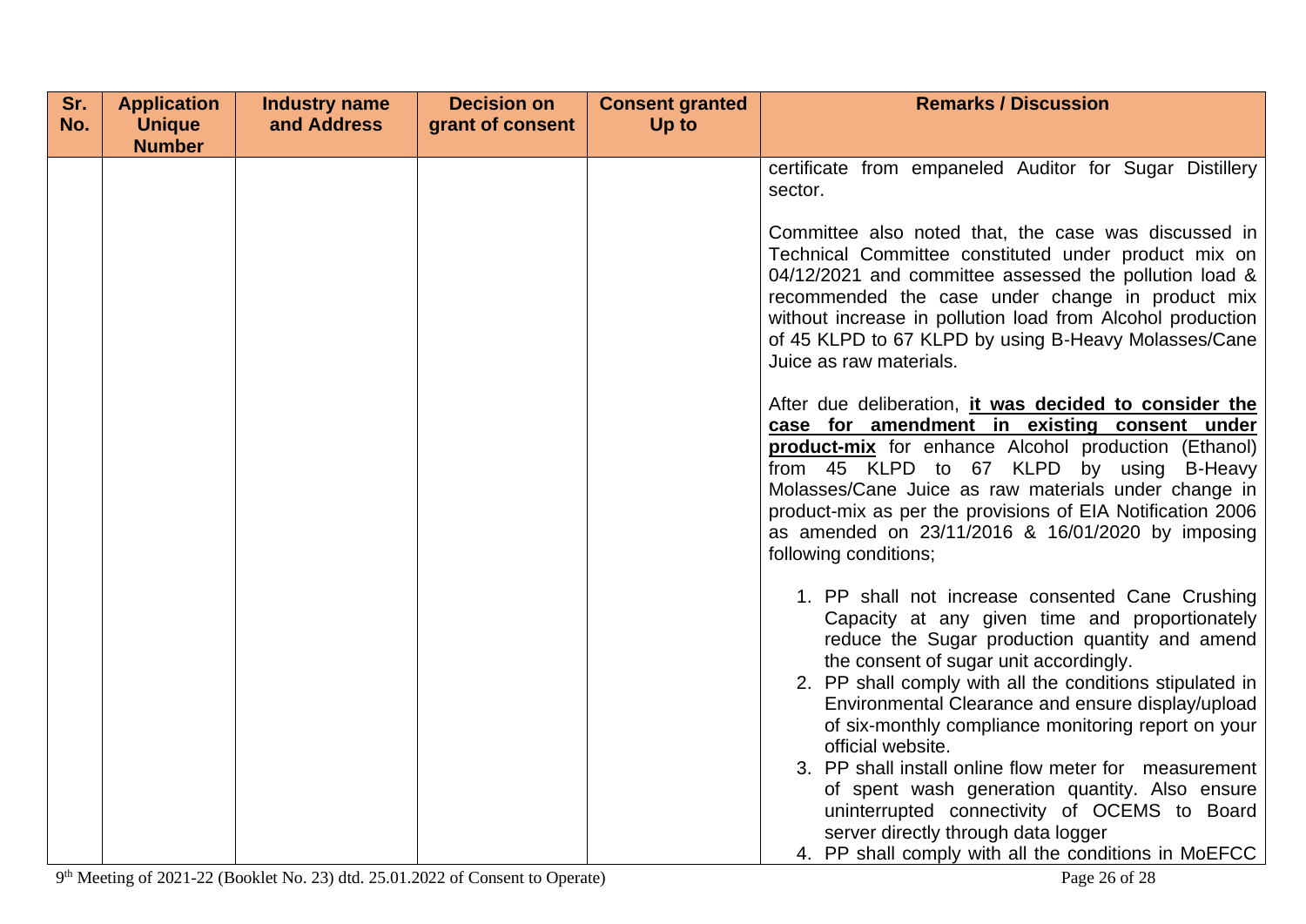| Sr. No. | Application Unique Number | Industry name and Address | Decision on grant of consent | Consent granted Up to | Remarks / Discussion |
|---|---|---|---|---|---|
| | | | | | certificate from empaneled Auditor for Sugar Distillery sector.<br><br>Committee also noted that, the case was discussed in Technical Committee constituted under product mix on 04/12/2021 and committee assessed the pollution load & recommended the case under change in product mix without increase in pollution load from Alcohol production of 45 KLPD to 67 KLPD by using B-Heavy Molasses/Cane Juice as raw materials.<br><br>After due deliberation, **it was decided to consider the case for amendment in existing consent under product-mix** for enhance Alcohol production (Ethanol) from 45 KLPD to 67 KLPD by using B-Heavy Molasses/Cane Juice as raw materials under change in product-mix as per the provisions of EIA Notification 2006 as amended on 23/11/2016 & 16/01/2020 by imposing following conditions;<br><br>1. PP shall not increase consented Cane Crushing Capacity at any given time and proportionately reduce the Sugar production quantity and amend the consent of sugar unit accordingly.<br>2. PP shall comply with all the conditions stipulated in Environmental Clearance and ensure display/upload of six-monthly compliance monitoring report on your official website.<br>3. PP shall install online flow meter for measurement of spent wash generation quantity. Also ensure uninterrupted connectivity of OCEMS to Board server directly through data logger<br>4. PP shall comply with all the conditions in MoEFCC |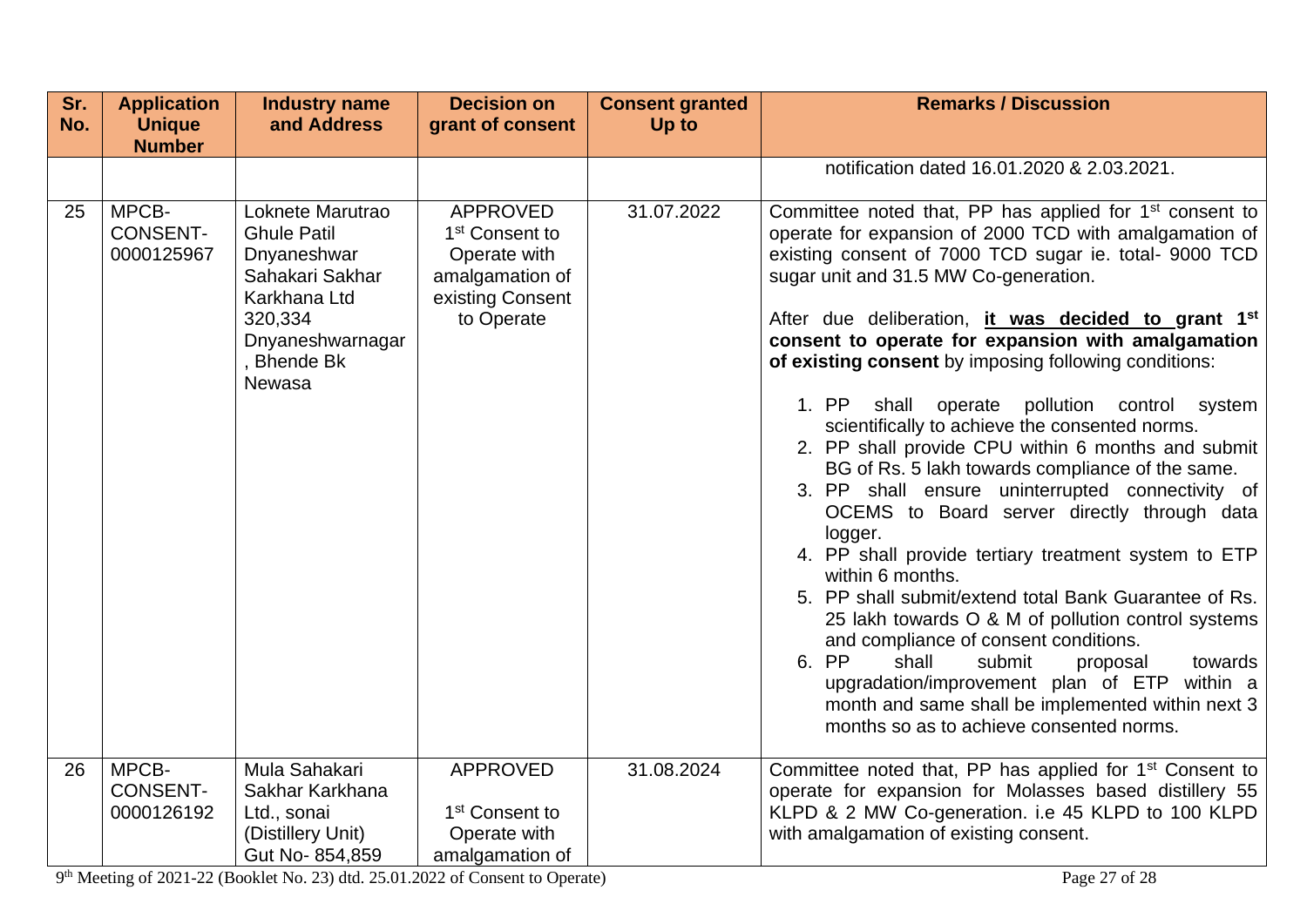| Sr. No. | Application Unique Number | Industry name and Address | Decision on grant of consent | Consent granted Up to | Remarks / Discussion |
|---|---|---|---|---|---|
| | | | | | notification dated 16.01.2020 & 2.03.2021. |
| 25 | MPCB-CONSENT-0000125967 | Loknete Marutrao Ghule Patil Dnyaneshwar Sahakari Sakhar Karkhana Ltd 320,334 Dnyaneshwarnagar, Bhende Bk Newasa | APPROVED 1st Consent to Operate with amalgamation of existing Consent to Operate | 31.07.2022 | Committee noted that, PP has applied for 1st consent to operate for expansion of 2000 TCD with amalgamation of existing consent of 7000 TCD sugar ie. total- 9000 TCD sugar unit and 31.5 MW Co-generation.<br><br>After due deliberation, **it was decided to grant 1st consent to operate for expansion with amalgamation of existing consent** by imposing following conditions:<br><br>1. PP shall operate pollution control system scientifically to achieve the consented norms.<br>2. PP shall provide CPU within 6 months and submit BG of Rs. 5 lakh towards compliance of the same.<br>3. PP shall ensure uninterrupted connectivity of OCEMS to Board server directly through data logger.<br>4. PP shall provide tertiary treatment system to ETP within 6 months.<br>5. PP shall submit/extend total Bank Guarantee of Rs. 25 lakh towards O & M of pollution control systems and compliance of consent conditions.<br>6. PP shall submit proposal towards upgradation/improvement plan of ETP within a month and same shall be implemented within next 3 months so as to achieve consented norms. |
| 26 | MPCB-CONSENT-0000126192 | Mula Sahakari Sakhar Karkhana Ltd., sonai (Distillery Unit) Gut No- 854,859 | APPROVED<br><br>1st Consent to Operate with amalgamation of | 31.08.2024 | Committee noted that, PP has applied for 1st Consent to operate for expansion for Molasses based distillery 55 KLPD & 2 MW Co-generation. i.e 45 KLPD to 100 KLPD with amalgamation of existing consent. |

9th Meeting of 2021-22 (Booklet No. 23) dtd. 25.01.2022 of Consent to Operate)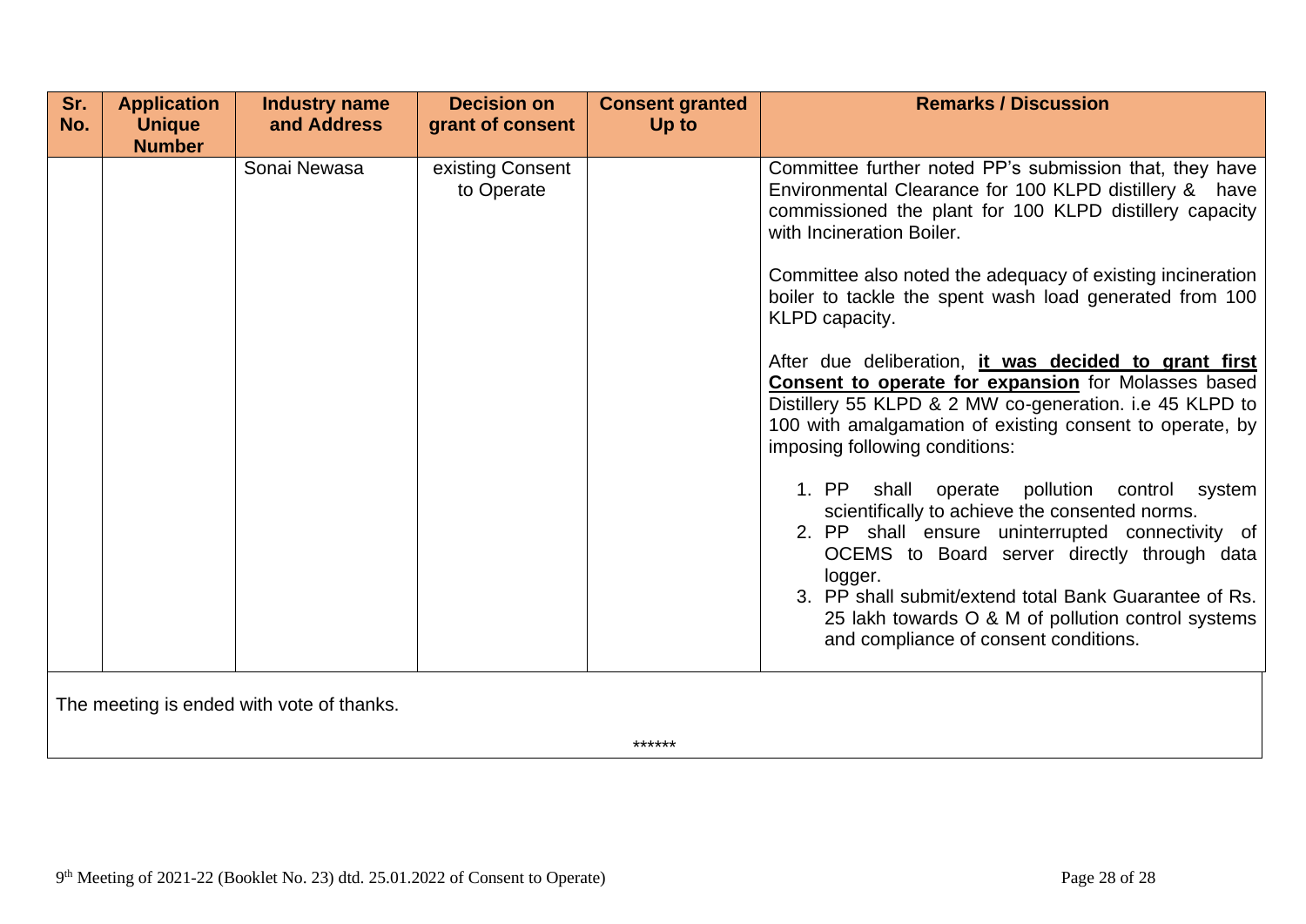| Sr. No. | Application Unique Number | Industry name and Address | Decision on grant of consent | Consent granted Up to | Remarks / Discussion |
|---|---|---|---|---|---|
| | | Sonai Newasa | existing Consent to Operate | | Committee further noted PP's submission that, they have Environmental Clearance for 100 KLPD distillery & have commissioned the plant for 100 KLPD distillery capacity with Incineration Boiler.<br><br>Committee also noted the adequacy of existing incineration boiler to tackle the spent wash load generated from 100 KLPD capacity.<br><br>After due deliberation, **it was decided to grant first Consent to operate for expansion** for Molasses based Distillery 55 KLPD & 2 MW co-generation. i.e 45 KLPD to 100 with amalgamation of existing consent to operate, by imposing following conditions:<br><br>1. PP shall operate pollution control system scientifically to achieve the consented norms.<br>2. PP shall ensure uninterrupted connectivity of OCEMS to Board server directly through data logger.<br>3. PP shall submit/extend total Bank Guarantee of Rs. 25 lakh towards O & M of pollution control systems and compliance of consent conditions. |

The meeting is ended with vote of thanks.

******